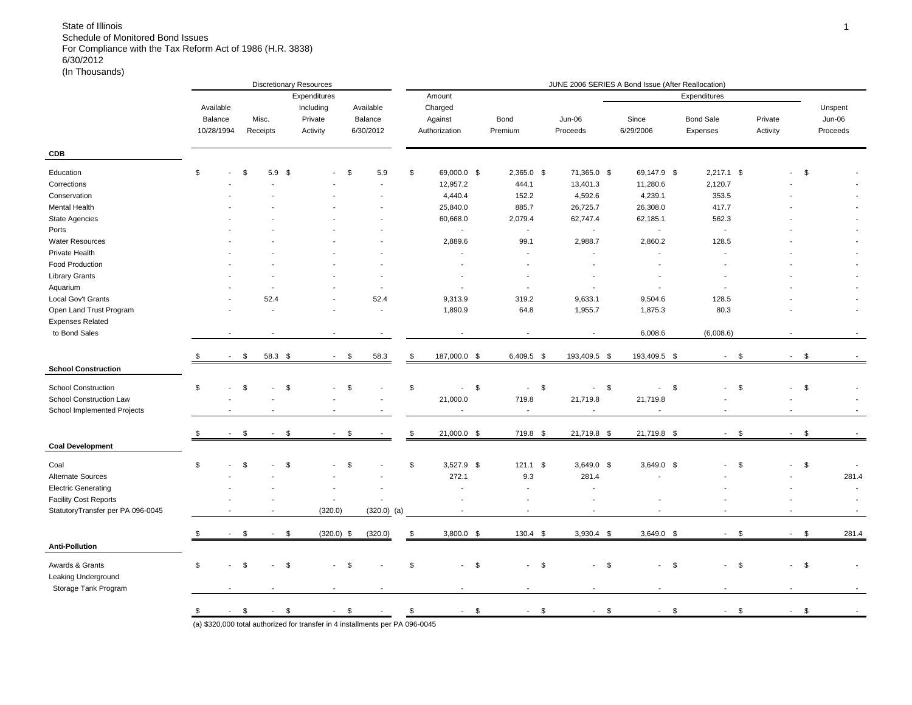State of Illinois
Schedule of Monitored Bond Issues
For Compliance with the Tax Reform Act of 1986 (H.R. 3838)
6/30/2012
(In Thousands)

| | Discretionary Resources | | | | JUNE 2006 SERIES A Bond Issue (After Reallocation) | | | | | | |
|---|---|---|---|---|---|---|---|---|---|---|---|
| | | | Expenditures | | | | | Expenditures | | | |
| | Available Balance 10/28/1994 | Misc. Receipts | Expenditures Including Private Activity | Available Balance 6/30/2012 | Amount Charged Against Authorization | Bond Premium | Jun-06 Proceeds | Since 6/29/2006 | Bond Sale Expenses | Private Activity | Unspent Jun-06 Proceeds |
| **CDB** | | | | | | | | | | | |
| Education | $ - | $ 5.9 | $ - | $ 5.9 | $ 69,000.0 | $ 2,365.0 | $ 71,365.0 | $ 69,147.9 | $ 2,217.1 | $ - | $ - |
| Corrections | - | - | - | - | 12,957.2 | 444.1 | 13,401.3 | 11,280.6 | 2,120.7 | - | - |
| Conservation | - | - | - | - | 4,440.4 | 152.2 | 4,592.6 | 4,239.1 | 353.5 | - | - |
| Mental Health | - | - | - | - | 25,840.0 | 885.7 | 26,725.7 | 26,308.0 | 417.7 | - | - |
| State Agencies | - | - | - | - | 60,668.0 | 2,079.4 | 62,747.4 | 62,185.1 | 562.3 | - | - |
| Ports | - | - | - | - | - | - | - | - | - | - | - |
| Water Resources | - | - | - | - | 2,889.6 | 99.1 | 2,988.7 | 2,860.2 | 128.5 | - | - |
| Private Health | - | - | - | - | - | - | - | - | - | - | - |
| Food Production | - | - | - | - | - | - | - | - | - | - | - |
| Library Grants | - | - | - | - | - | - | - | - | - | - | - |
| Aquarium | - | - | - | - | - | - | - | - | - | - | - |
| Local Gov't Grants | - | 52.4 | - | 52.4 | 9,313.9 | 319.2 | 9,633.1 | 9,504.6 | 128.5 | - | - |
| Open Land Trust Program | - | - | - | - | 1,890.9 | 64.8 | 1,955.7 | 1,875.3 | 80.3 | - | - |
| Expenses Related to Bond Sales | - | - | - | - | - | - | - | 6,008.6 | (6,008.6) | - | - |
| | $ - | $ 58.3 | $ - | $ 58.3 | $ 187,000.0 | $ 6,409.5 | $ 193,409.5 | $ 193,409.5 | $ - | $ - | $ - |
| **School Construction** | | | | | | | | | | | |
| School Construction | $ - | $ - | $ - | $ - | $ - | $ - | $ - | $ - | $ - | $ - | $ - |
| School Construction Law | - | - | - | - | 21,000.0 | 719.8 | 21,719.8 | 21,719.8 | - | - | - |
| School Implemented Projects | - | - | - | - | - | - | - | - | - | - | - |
| | $ - | $ - | $ - | $ - | $ 21,000.0 | $ 719.8 | $ 21,719.8 | $ 21,719.8 | $ - | $ - | $ - |
| **Coal Development** | | | | | | | | | | | |
| Coal | $ - | $ - | $ - | $ - | $ 3,527.9 | $ 121.1 | $ 3,649.0 | $ 3,649.0 | $ - | $ - | $ - |
| Alternate Sources | - | - | - | - | 272.1 | 9.3 | 281.4 | - | - | - | 281.4 |
| Electric Generating | - | - | - | - | - | - | - | - | - | - | - |
| Facility Cost Reports | - | - | - | - | - | - | - | - | - | - | - |
| StatutoryTransfer per PA 096-0045 | - | - | (320.0) | (320.0) (a) | - | - | - | - | - | - | - |
| | $ - | $ - | $ (320.0) | $ (320.0) | $ 3,800.0 | $ 130.4 | $ 3,930.4 | $ 3,649.0 | $ - | $ - | $ 281.4 |
| **Anti-Pollution** | | | | | | | | | | | |
| Awards & Grants | $ - | $ - | $ - | $ - | $ - | $ - | $ - | $ - | $ - | $ - | $ - |
| Leaking Underground Storage Tank Program | - | - | - | - | - | - | - | - | - | - | - |
| | $ - | $ - | $ - | $ - | $ - | $ - | $ - | $ - | $ - | $ - | $ - |

(a) $320,000 total authorized for transfer in 4 installments per PA 096-0045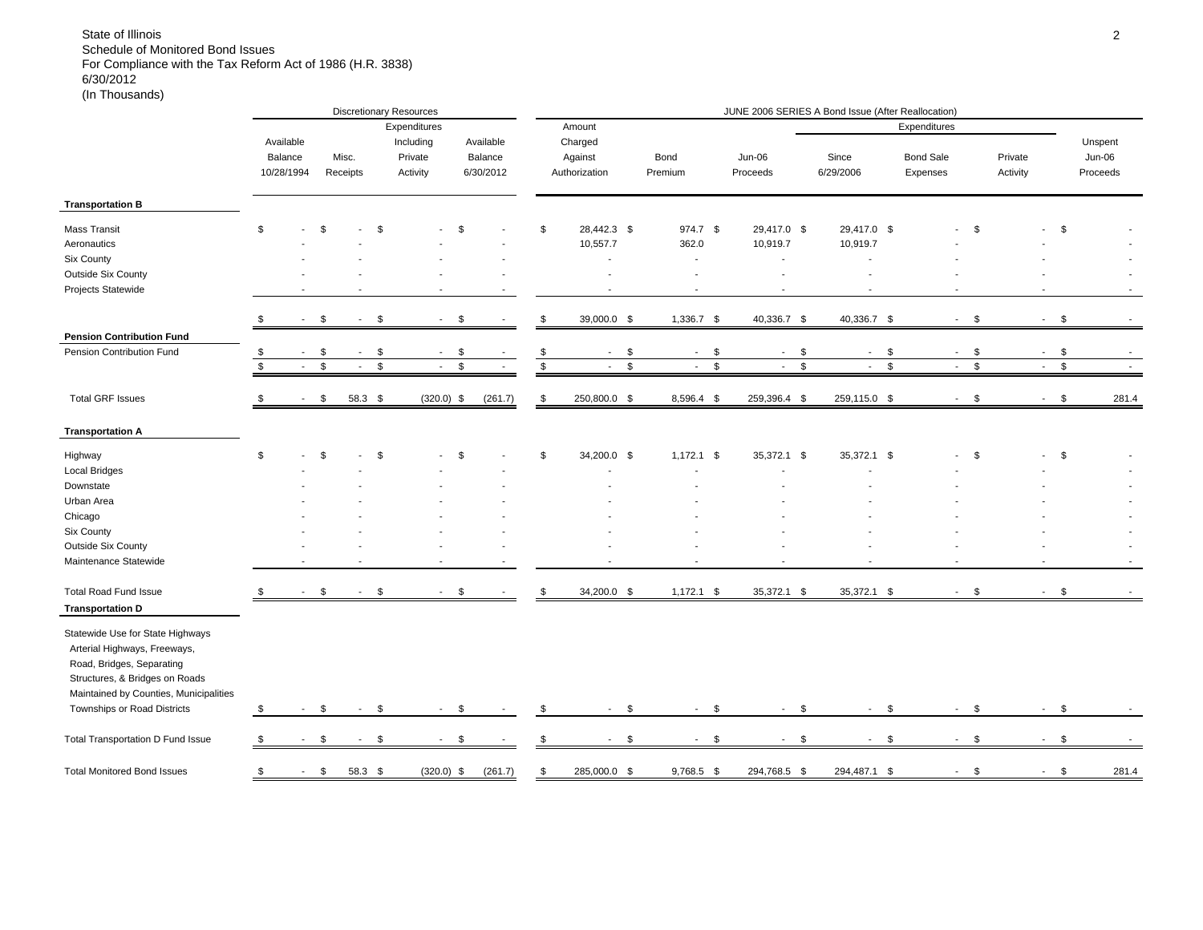State of Illinois
Schedule of Monitored Bond Issues
For Compliance with the Tax Reform Act of 1986 (H.R. 3838)
6/30/2012
(In Thousands)

| | Discretionary Resources | | | | JUNE 2006 SERIES A Bond Issue (After Reallocation) | | | | | | | |
|---|---|---|---|---|---|---|---|---|---|---|---|
| | | | Expenditures | | Amount | | | Expenditures | | | |
| | Available Balance 10/28/1994 | Misc. Receipts | Including Private Activity | Available Balance 6/30/2012 | Charged Against Authorization | Bond Premium | Jun-06 Proceeds | Since 6/29/2006 | Bond Sale Expenses | Private Activity | Unspent Jun-06 Proceeds |
| **Transportation B** | | | | | | | | | | | |
| Mass Transit | $ - | $ - | $ - | $ - | $ 28,442.3 | $ 974.7 | $ 29,417.0 | $ 29,417.0 | $ - | $ - | $ - |
| Aeronautics | - | - | - | - | 10,557.7 | 362.0 | 10,919.7 | 10,919.7 | - | - | - |
| Six County | - | - | - | - | - | - | - | - | - | - | - |
| Outside Six County | - | - | - | - | - | - | - | - | - | - | - |
| Projects Statewide | - | - | - | - | - | - | - | - | - | - | - |
| | $ - | $ - | $ - | $ - | $ 39,000.0 | $ 1,336.7 | $ 40,336.7 | $ 40,336.7 | $ - | $ - | $ - |
| **Pension Contribution Fund** | | | | | | | | | | | |
| Pension Contribution Fund | $ - | $ - | $ - | $ - | $ - | $ - | $ - | $ - | $ - | $ - | $ - |
| | $ - | $ - | $ - | $ - | $ - | $ - | $ - | $ - | $ - | $ - | $ - |
| Total GRF Issues | $ - | $ 58.3 | $ (320.0) | $ (261.7) | $ 250,800.0 | $ 8,596.4 | $ 259,396.4 | $ 259,115.0 | $ - | $ - | $ 281.4 |
| **Transportation A** | | | | | | | | | | | |
| Highway | $ - | $ - | $ - | $ - | $ 34,200.0 | $ 1,172.1 | $ 35,372.1 | $ 35,372.1 | $ - | $ - | $ - |
| Local Bridges | - | - | - | - | - | - | - | - | - | - | - |
| Downstate | - | - | - | - | - | - | - | - | - | - | - |
| Urban Area | - | - | - | - | - | - | - | - | - | - | - |
| Chicago | - | - | - | - | - | - | - | - | - | - | - |
| Six County | - | - | - | - | - | - | - | - | - | - | - |
| Outside Six County | - | - | - | - | - | - | - | - | - | - | - |
| Maintenance Statewide | - | - | - | - | - | - | - | - | - | - | - |
| Total Road Fund Issue | $ - | $ - | $ - | $ - | $ 34,200.0 | $ 1,172.1 | $ 35,372.1 | $ 35,372.1 | $ - | $ - | $ - |
| **Transportation D** | | | | | | | | | | | |
| Statewide Use for State Highways Arterial Highways, Freeways, Road, Bridges, Separating Structures, & Bridges on Roads Maintained by Counties, Municipalities Townships or Road Districts | $ - | $ - | $ - | $ - | $ - | $ - | $ - | $ - | $ - | $ - | $ - |
| Total Transportation D Fund Issue | $ - | $ - | $ - | $ - | $ - | $ - | $ - | $ - | $ - | $ - | $ - |
| Total Monitored Bond Issues | $ - | $ 58.3 | $ (320.0) | $ (261.7) | $ 285,000.0 | $ 9,768.5 | $ 294,768.5 | $ 294,487.1 | $ - | $ - | $ 281.4 |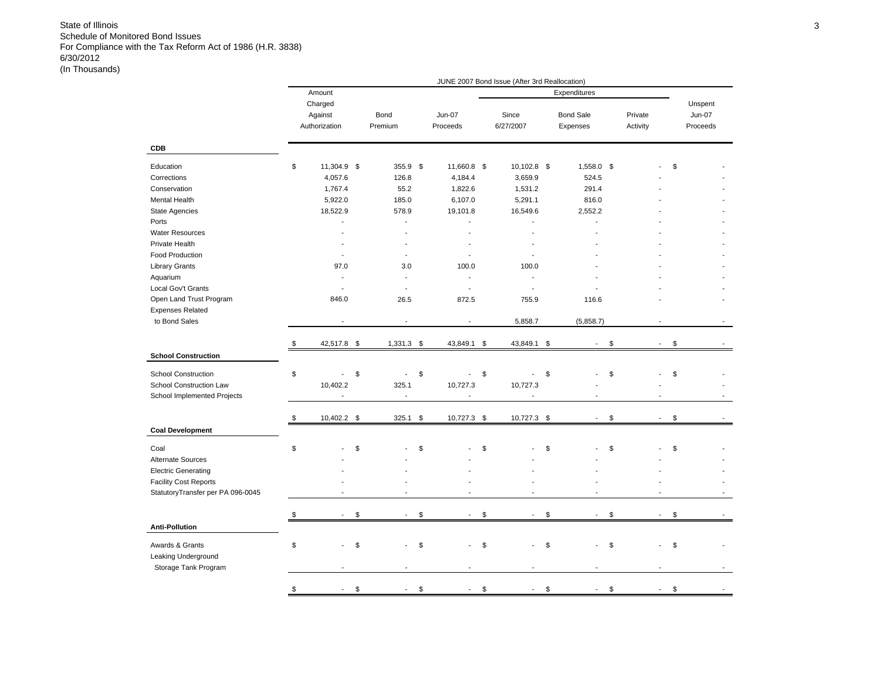State of Illinois
Schedule of Monitored Bond Issues
For Compliance with the Tax Reform Act of 1986 (H.R. 3838)
6/30/2012
(In Thousands)

| | JUNE 2007 Bond Issue (After 3rd Reallocation) | | | | | | |
|---|---|---|---|---|---|---|---|
| | | | | Expenditures | | | |
| | Amount Charged Against Authorization | Bond Premium | Jun-07 Proceeds | Since 6/27/2007 | Bond Sale Expenses | Private Activity | Unspent Jun-07 Proceeds |
| **CDB** | | | | | | | |
| Education | $ 11,304.9 | $ 355.9 | $ 11,660.8 | $ 10,102.8 | $ 1,558.0 | $ - | $ - |
| Corrections | 4,057.6 | 126.8 | 4,184.4 | 3,659.9 | 524.5 | - | - |
| Conservation | 1,767.4 | 55.2 | 1,822.6 | 1,531.2 | 291.4 | - | - |
| Mental Health | 5,922.0 | 185.0 | 6,107.0 | 5,291.1 | 816.0 | - | - |
| State Agencies | 18,522.9 | 578.9 | 19,101.8 | 16,549.6 | 2,552.2 | - | - |
| Ports | - | - | - | - | - | - | - |
| Water Resources | - | - | - | - | - | - | - |
| Private Health | - | - | - | - | - | - | - |
| Food Production | - | - | - | - | - | - | - |
| Library Grants | 97.0 | 3.0 | 100.0 | 100.0 | - | - | - |
| Aquarium | - | - | - | - | - | - | - |
| Local Gov't Grants | - | - | - | - | - | - | - |
| Open Land Trust Program | 846.0 | 26.5 | 872.5 | 755.9 | 116.6 | - | - |
| Expenses Related to Bond Sales | - | - | - | 5,858.7 | (5,858.7) | - | - |
| | $ 42,517.8 | $ 1,331.3 | $ 43,849.1 | $ 43,849.1 | $ - | $ - | $ - |
| **School Construction** | | | | | | | |
| School Construction | $ - | $ - | $ - | $ - | $ - | $ - | $ - |
| School Construction Law | 10,402.2 | 325.1 | 10,727.3 | 10,727.3 | - | - | - |
| School Implemented Projects | - | - | - | - | - | - | - |
| | $ 10,402.2 | $ 325.1 | $ 10,727.3 | $ 10,727.3 | $ - | $ - | $ - |
| **Coal Development** | | | | | | | |
| Coal | $ - | $ - | $ - | $ - | $ - | $ - | $ - |
| Alternate Sources | - | - | - | - | - | - | - |
| Electric Generating | - | - | - | - | - | - | - |
| Facility Cost Reports | - | - | - | - | - | - | - |
| StatutoryTransfer per PA 096-0045 | - | - | - | - | - | - | - |
| | $ - | $ - | $ - | $ - | $ - | $ - | $ - |
| **Anti-Pollution** | | | | | | | |
| Awards & Grants | $ - | $ - | $ - | $ - | $ - | $ - | $ - |
| Leaking Underground Storage Tank Program | - | - | - | - | - | - | - |
| | $ - | $ - | $ - | $ - | $ - | $ - | $ - |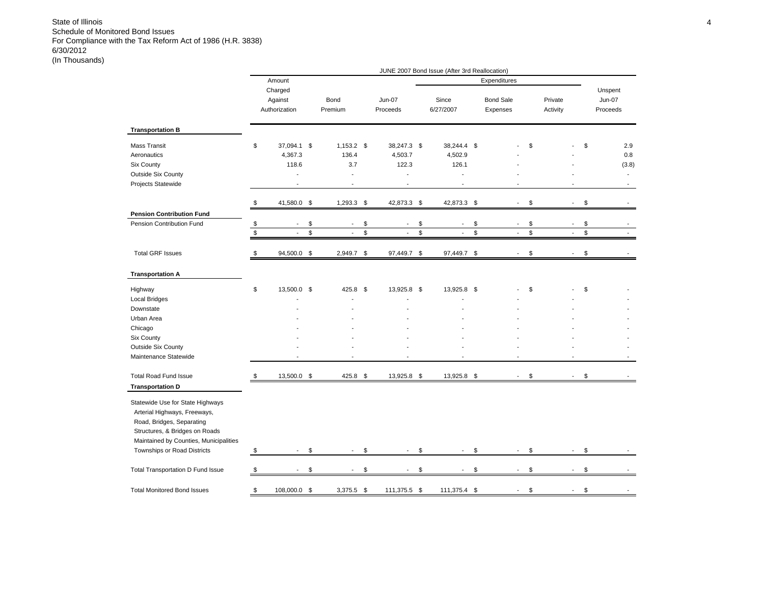State of Illinois
Schedule of Monitored Bond Issues
For Compliance with the Tax Reform Act of 1986 (H.R. 3838)
6/30/2012
(In Thousands)

JUNE 2007 Bond Issue (After 3rd Reallocation)

| | Amount Charged Against Authorization | Bond Premium | Jun-07 Proceeds | Expenditures Since 6/27/2007 | Expenditures Bond Sale Expenses | Expenditures Private Activity | Unspent Jun-07 Proceeds |
|---|---|---|---|---|---|---|---|
| **Transportation B** | | | | | | | |
| Mass Transit | $ 37,094.1 | $ 1,153.2 | $ 38,247.3 | $ 38,244.4 | $ - | $ - | $ 2.9 |
| Aeronautics | 4,367.3 | 136.4 | 4,503.7 | 4,502.9 | - | - | 0.8 |
| Six County | 118.6 | 3.7 | 122.3 | 126.1 | - | - | (3.8) |
| Outside Six County | - | - | - | - | - | - | - |
| Projects Statewide | - | - | - | - | - | - | - |
| | $ 41,580.0 | $ 1,293.3 | $ 42,873.3 | $ 42,873.3 | $ - | $ - | $ - |
| **Pension Contribution Fund** | | | | | | | |
| Pension Contribution Fund | $ - | $ - | $ - | $ - | $ - | $ - | $ - |
| | $ - | $ - | $ - | $ - | $ - | $ - | $ - |
| Total GRF Issues | $ 94,500.0 | $ 2,949.7 | $ 97,449.7 | $ 97,449.7 | $ - | $ - | $ - |
| **Transportation A** | | | | | | | |
| Highway | $ 13,500.0 | $ 425.8 | $ 13,925.8 | $ 13,925.8 | $ - | $ - | $ - |
| Local Bridges | - | - | - | - | - | - | - |
| Downstate | - | - | - | - | - | - | - |
| Urban Area | - | - | - | - | - | - | - |
| Chicago | - | - | - | - | - | - | - |
| Six County | - | - | - | - | - | - | - |
| Outside Six County | - | - | - | - | - | - | - |
| Maintenance Statewide | - | - | - | - | - | - | - |
| Total Road Fund Issue | $ 13,500.0 | $ 425.8 | $ 13,925.8 | $ 13,925.8 | $ - | $ - | $ - |
| **Transportation D** | | | | | | | |
| Statewide Use for State Highways Arterial Highways, Freeways, Road, Bridges, Separating Structures, & Bridges on Roads Maintained by Counties, Municipalities Townships or Road Districts | $ - | $ - | $ - | $ - | $ - | $ - | $ - |
| Total Transportation D Fund Issue | $ - | $ - | $ - | $ - | $ - | $ - | $ - |
| Total Monitored Bond Issues | $ 108,000.0 | $ 3,375.5 | $ 111,375.5 | $ 111,375.4 | $ - | $ - | $ - |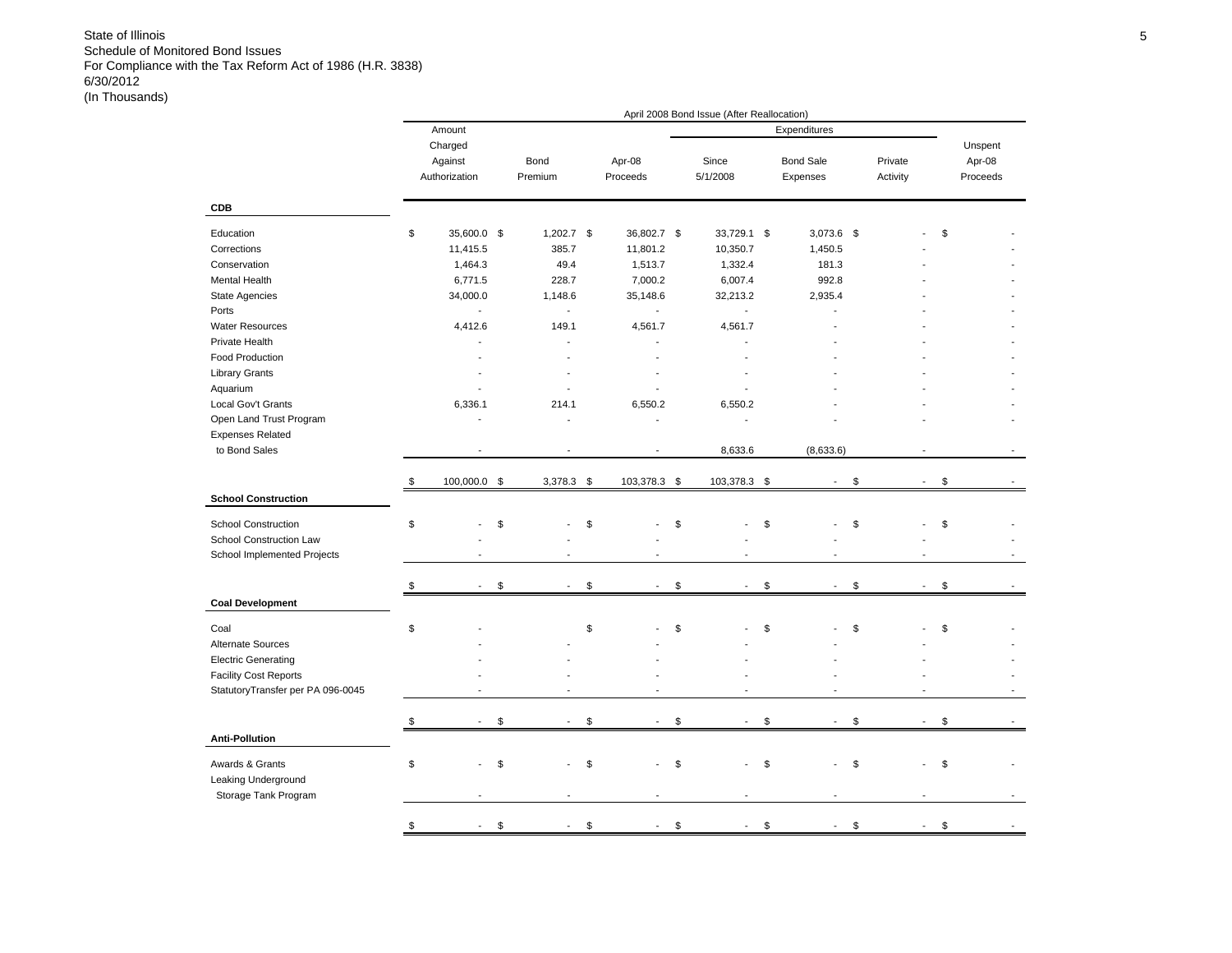State of Illinois
Schedule of Monitored Bond Issues
For Compliance with the Tax Reform Act of 1986 (H.R. 3838)
6/30/2012
(In Thousands)

| | April 2008 Bond Issue (After Reallocation) | | | | | | |
|---|---|---|---|---|---|---|---|
| | | | | Expenditures | | | |
| | Amount Charged Against Authorization | Bond Premium | Apr-08 Proceeds | Since 5/1/2008 | Bond Sale Expenses | Private Activity | Unspent Apr-08 Proceeds |
| **CDB** | | | | | | | |
| Education | $ 35,600.0 | $ 1,202.7 | $ 36,802.7 | $ 33,729.1 | $ 3,073.6 | $ - | $ - |
| Corrections | 11,415.5 | 385.7 | 11,801.2 | 10,350.7 | 1,450.5 | - | - |
| Conservation | 1,464.3 | 49.4 | 1,513.7 | 1,332.4 | 181.3 | - | - |
| Mental Health | 6,771.5 | 228.7 | 7,000.2 | 6,007.4 | 992.8 | - | - |
| State Agencies | 34,000.0 | 1,148.6 | 35,148.6 | 32,213.2 | 2,935.4 | - | - |
| Ports | - | - | - | - | - | - | - |
| Water Resources | 4,412.6 | 149.1 | 4,561.7 | 4,561.7 | - | - | - |
| Private Health | - | - | - | - | - | - | - |
| Food Production | - | - | - | - | - | - | - |
| Library Grants | - | - | - | - | - | - | - |
| Aquarium | - | - | - | - | - | - | - |
| Local Gov't Grants | 6,336.1 | 214.1 | 6,550.2 | 6,550.2 | - | - | - |
| Open Land Trust Program | - | - | - | - | - | - | - |
| Expenses Related to Bond Sales | - | - | - | 8,633.6 | (8,633.6) | - | - |
| | $ 100,000.0 | $ 3,378.3 | $ 103,378.3 | $ 103,378.3 | $ - | $ - | $ - |
| **School Construction** | | | | | | | |
| School Construction | $ - | $ - | $ - | $ - | $ - | $ - | $ - |
| School Construction Law | - | - | - | - | - | - | - |
| School Implemented Projects | - | - | - | - | - | - | - |
| | $ - | $ - | $ - | $ - | $ - | $ - | $ - |
| **Coal Development** | | | | | | | |
| Coal | $ - | | $ - | $ - | $ - | $ - | $ - |
| Alternate Sources | - | - | - | - | - | - | - |
| Electric Generating | - | - | - | - | - | - | - |
| Facility Cost Reports | - | - | - | - | - | - | - |
| StatutoryTransfer per PA 096-0045 | - | - | - | - | - | - | - |
| | $ - | $ - | $ - | $ - | $ - | $ - | $ - |
| **Anti-Pollution** | | | | | | | |
| Awards & Grants | $ - | $ - | $ - | $ - | $ - | $ - | $ - |
| Leaking Underground Storage Tank Program | - | - | - | - | - | - | - |
| | $ - | $ - | $ - | $ - | $ - | $ - | $ - |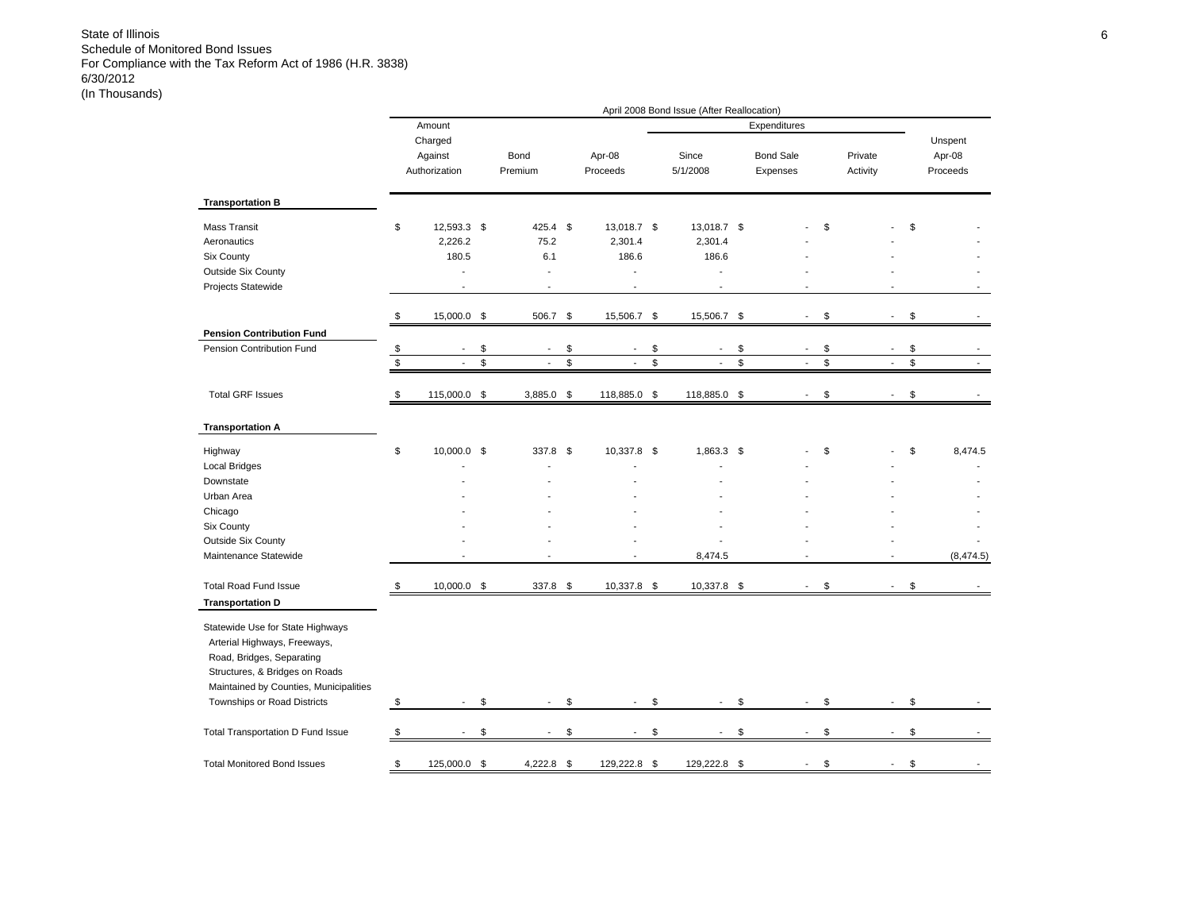State of Illinois
Schedule of Monitored Bond Issues
For Compliance with the Tax Reform Act of 1986 (H.R. 3838)
6/30/2012
(In Thousands)

| | April 2008 Bond Issue (After Reallocation) | | | | | | |
|---|---|---|---|---|---|---|---|
| | | | | Expenditures | | | |
| | Amount Charged Against Authorization | Bond Premium | Apr-08 Proceeds | Since 5/1/2008 | Bond Sale Expenses | Private Activity | Unspent Apr-08 Proceeds |
| **Transportation B** | | | | | | | |
| Mass Transit | $ 12,593.3 | $ 425.4 | $ 13,018.7 | $ 13,018.7 | $ - | $ - | $ - |
| Aeronautics | 2,226.2 | 75.2 | 2,301.4 | 2,301.4 | - | - | - |
| Six County | 180.5 | 6.1 | 186.6 | 186.6 | - | - | - |
| Outside Six County | - | - | - | - | - | - | - |
| Projects Statewide | - | - | - | - | - | - | - |
| | $ 15,000.0 | $ 506.7 | $ 15,506.7 | $ 15,506.7 | $ - | $ - | $ - |
| **Pension Contribution Fund** | | | | | | | |
| Pension Contribution Fund | $ - | $ - | $ - | $ - | $ - | $ - | $ - |
| | $ - | $ - | $ - | $ - | $ - | $ - | $ - |
| Total GRF Issues | $ 115,000.0 | $ 3,885.0 | $ 118,885.0 | $ 118,885.0 | $ - | $ - | $ - |
| **Transportation A** | | | | | | | |
| Highway | $ 10,000.0 | $ 337.8 | $ 10,337.8 | $ 1,863.3 | $ - | $ - | $ 8,474.5 |
| Local Bridges | - | - | - | - | - | - | - |
| Downstate | - | - | - | - | - | - | - |
| Urban Area | - | - | - | - | - | - | - |
| Chicago | - | - | - | - | - | - | - |
| Six County | - | - | - | - | - | - | - |
| Outside Six County | - | - | - | - | - | - | - |
| Maintenance Statewide | - | - | - | 8,474.5 | - | - | (8,474.5) |
| Total Road Fund Issue | $ 10,000.0 | $ 337.8 | $ 10,337.8 | $ 10,337.8 | $ - | $ - | $ - |
| **Transportation D** | | | | | | | |
| Statewide Use for State Highways Arterial Highways, Freeways, Road, Bridges, Separating Structures, & Bridges on Roads Maintained by Counties, Municipalities Townships or Road Districts | $ - | $ - | $ - | $ - | $ - | $ - | $ - |
| Total Transportation D Fund Issue | $ - | $ - | $ - | $ - | $ - | $ - | $ - |
| Total Monitored Bond Issues | $ 125,000.0 | $ 4,222.8 | $ 129,222.8 | $ 129,222.8 | $ - | $ - | $ - |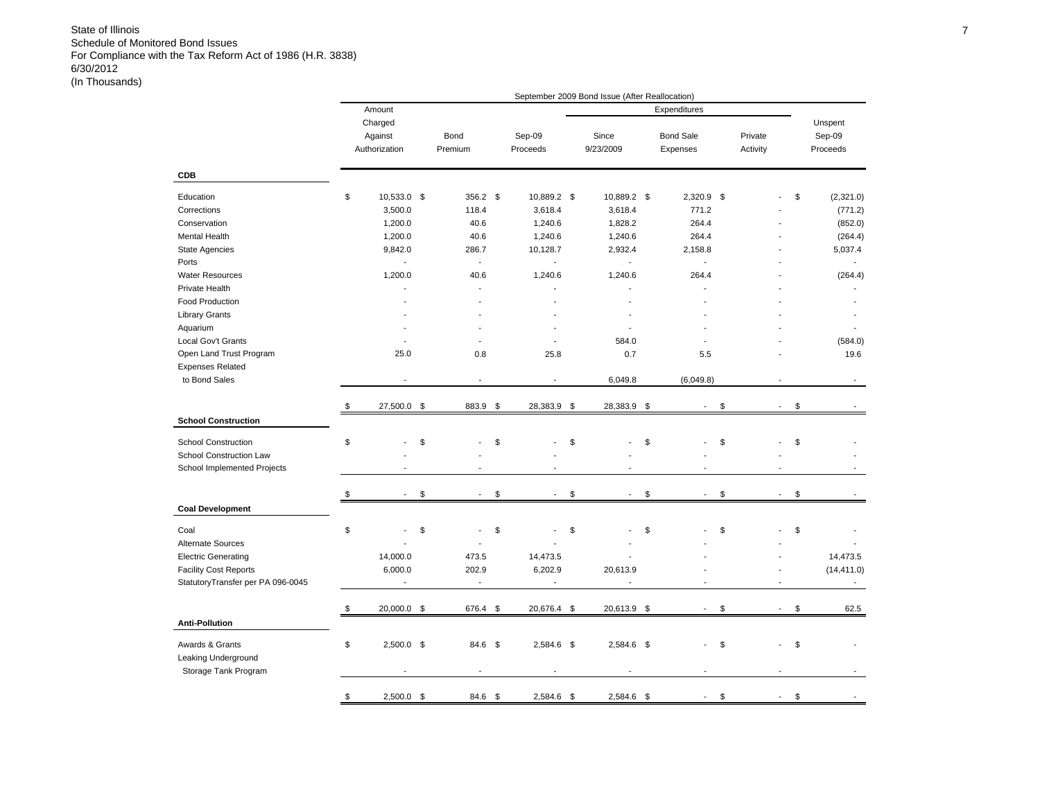State of Illinois
Schedule of Monitored Bond Issues
For Compliance with the Tax Reform Act of 1986 (H.R. 3838)
6/30/2012
(In Thousands)

| | September 2009 Bond Issue (After Reallocation) | | | | | | |
|---|---|---|---|---|---|---|---|
| | | | | Expenditures | | | |
| | Amount Charged Against Authorization | Bond Premium | Sep-09 Proceeds | Since 9/23/2009 | Bond Sale Expenses | Private Activity | Unspent Sep-09 Proceeds |
| **CDB** | | | | | | | |
| Education | $ 10,533.0 | $ 356.2 | $ 10,889.2 | $ 10,889.2 | $ 2,320.9 | $ - | $ (2,321.0) |
| Corrections | 3,500.0 | 118.4 | 3,618.4 | 3,618.4 | 771.2 | - | (771.2) |
| Conservation | 1,200.0 | 40.6 | 1,240.6 | 1,828.2 | 264.4 | - | (852.0) |
| Mental Health | 1,200.0 | 40.6 | 1,240.6 | 1,240.6 | 264.4 | - | (264.4) |
| State Agencies | 9,842.0 | 286.7 | 10,128.7 | 2,932.4 | 2,158.8 | - | 5,037.4 |
| Ports | - | - | - | - | - | - | - |
| Water Resources | 1,200.0 | 40.6 | 1,240.6 | 1,240.6 | 264.4 | - | (264.4) |
| Private Health | - | - | - | - | - | - | - |
| Food Production | - | - | - | - | - | - | - |
| Library Grants | - | - | - | - | - | - | - |
| Aquarium | - | - | - | - | - | - | - |
| Local Gov't Grants | - | - | - | 584.0 | - | - | (584.0) |
| Open Land Trust Program | 25.0 | 0.8 | 25.8 | 0.7 | 5.5 | - | 19.6 |
| Expenses Related to Bond Sales | - | - | - | 6,049.8 | (6,049.8) | - | - |
| | $ 27,500.0 | $ 883.9 | $ 28,383.9 | $ 28,383.9 | $ - | $ - | $ - |
| **School Construction** | | | | | | | |
| School Construction | $ - | $ - | $ - | $ - | $ - | $ - | $ - |
| School Construction Law | - | - | - | - | - | - | - |
| School Implemented Projects | - | - | - | - | - | - | - |
| | $ - | $ - | $ - | $ - | $ - | $ - | $ - |
| **Coal Development** | | | | | | | |
| Coal | $ - | $ - | $ - | $ - | $ - | $ - | $ - |
| Alternate Sources | - | - | - | - | - | - | - |
| Electric Generating | 14,000.0 | 473.5 | 14,473.5 | - | - | - | 14,473.5 |
| Facility Cost Reports | 6,000.0 | 202.9 | 6,202.9 | 20,613.9 | - | - | (14,411.0) |
| StatutoryTransfer per PA 096-0045 | - | - | - | - | - | - | - |
| | $ 20,000.0 | $ 676.4 | $ 20,676.4 | $ 20,613.9 | $ - | $ - | $ 62.5 |
| **Anti-Pollution** | | | | | | | |
| Awards & Grants | $ 2,500.0 | $ 84.6 | $ 2,584.6 | $ 2,584.6 | $ - | $ - | $ - |
| Leaking Underground Storage Tank Program | - | - | - | - | - | - | - |
| | $ 2,500.0 | $ 84.6 | $ 2,584.6 | $ 2,584.6 | $ - | $ - | $ - |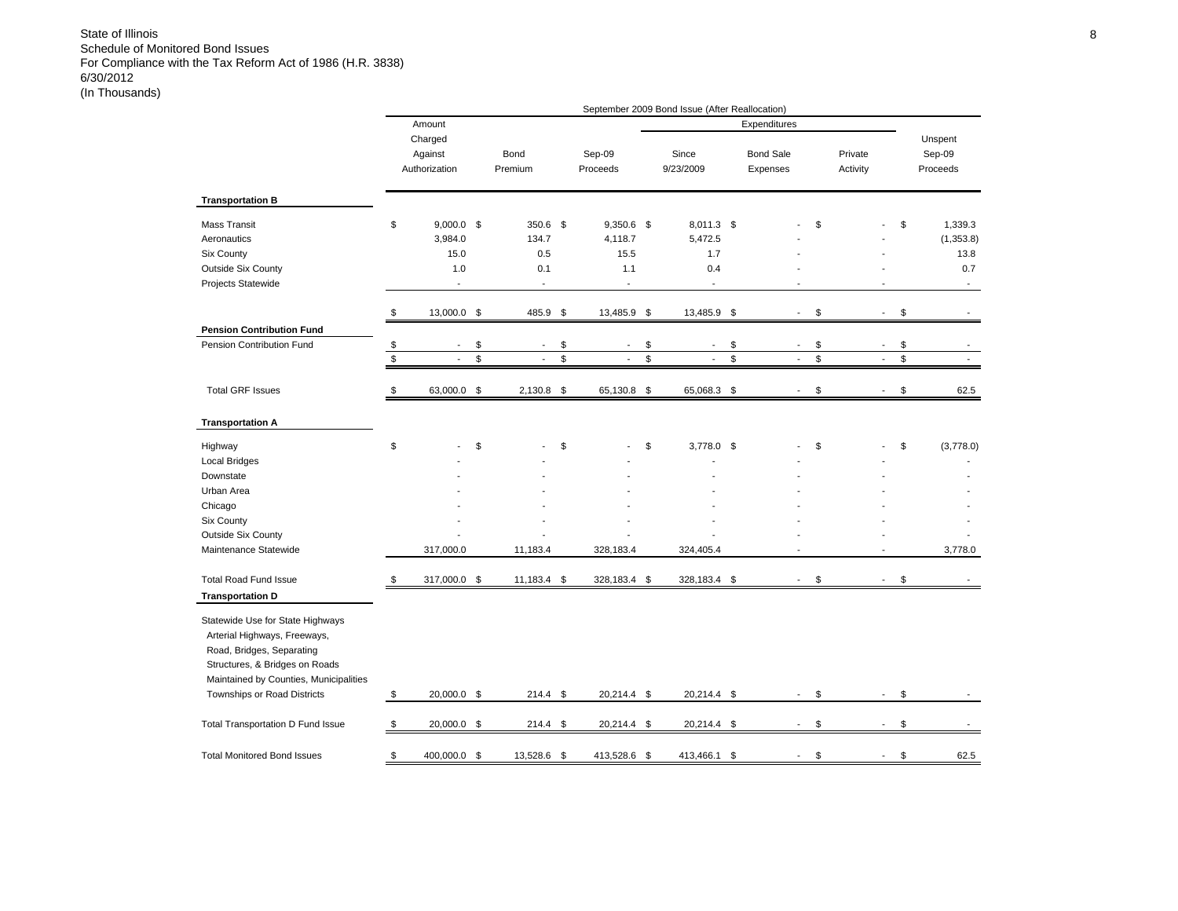State of Illinois
Schedule of Monitored Bond Issues
For Compliance with the Tax Reform Act of 1986 (H.R. 3838)
6/30/2012
(In Thousands)

| | September 2009 Bond Issue (After Reallocation) | | | | | | |
|---|---|---|---|---|---|---|---|
| | | | | Expenditures | | | |
| | Amount Charged Against Authorization | Bond Premium | Sep-09 Proceeds | Since 9/23/2009 | Bond Sale Expenses | Private Activity | Unspent Sep-09 Proceeds |
| **Transportation B** | | | | | | | |
| Mass Transit | $ 9,000.0 | $ 350.6 | $ 9,350.6 | $ 8,011.3 | $ - | $ - | $ 1,339.3 |
| Aeronautics | 3,984.0 | 134.7 | 4,118.7 | 5,472.5 | - | - | (1,353.8) |
| Six County | 15.0 | 0.5 | 15.5 | 1.7 | - | - | 13.8 |
| Outside Six County | 1.0 | 0.1 | 1.1 | 0.4 | - | - | 0.7 |
| Projects Statewide | - | - | - | - | - | - | - |
| | $ 13,000.0 | $ 485.9 | $ 13,485.9 | $ 13,485.9 | $ - | $ - | $ - |
| **Pension Contribution Fund** | | | | | | | |
| Pension Contribution Fund | $ - | $ - | $ - | $ - | $ - | $ - | $ - |
| | $ - | $ - | $ - | $ - | $ - | $ - | $ - |
| Total GRF Issues | $ 63,000.0 | $ 2,130.8 | $ 65,130.8 | $ 65,068.3 | $ - | $ - | $ 62.5 |
| **Transportation A** | | | | | | | |
| Highway | $ - | $ - | $ - | $ 3,778.0 | $ - | $ - | $ (3,778.0) |
| Local Bridges | - | - | - | - | - | - | - |
| Downstate | - | - | - | - | - | - | - |
| Urban Area | - | - | - | - | - | - | - |
| Chicago | - | - | - | - | - | - | - |
| Six County | - | - | - | - | - | - | - |
| Outside Six County | - | - | - | - | - | - | - |
| Maintenance Statewide | 317,000.0 | 11,183.4 | 328,183.4 | 324,405.4 | - | - | 3,778.0 |
| Total Road Fund Issue | $ 317,000.0 | $ 11,183.4 | $ 328,183.4 | $ 328,183.4 | $ - | $ - | $ - |
| **Transportation D** | | | | | | | |
| Statewide Use for State Highways Arterial Highways, Freeways, Road, Bridges, Separating Structures, & Bridges on Roads Maintained by Counties, Municipalities Townships or Road Districts | $ 20,000.0 | $ 214.4 | $ 20,214.4 | $ 20,214.4 | $ - | $ - | $ - |
| Total Transportation D Fund Issue | $ 20,000.0 | $ 214.4 | $ 20,214.4 | $ 20,214.4 | $ - | $ - | $ - |
| Total Monitored Bond Issues | $ 400,000.0 | $ 13,528.6 | $ 413,528.6 | $ 413,466.1 | $ - | $ - | $ 62.5 |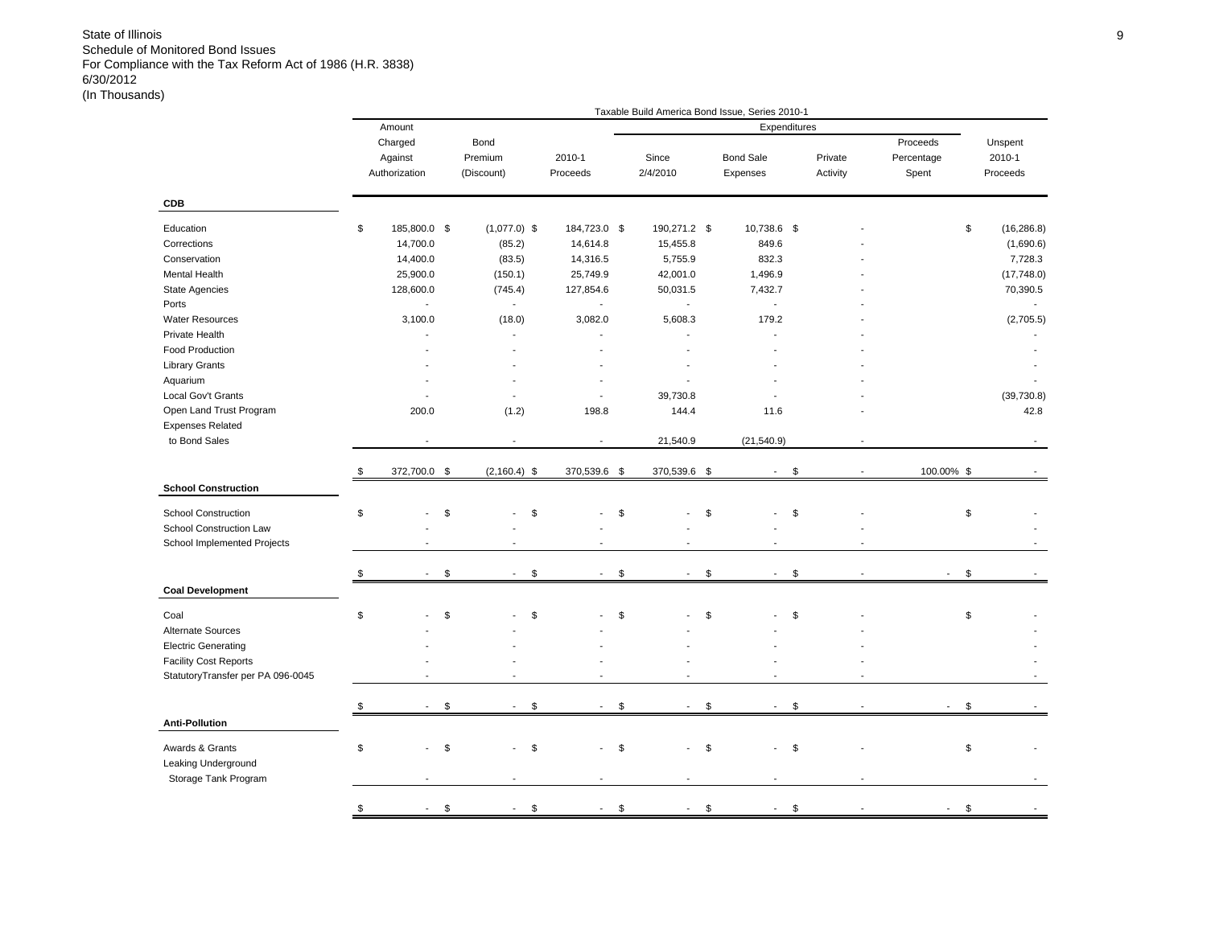State of Illinois
Schedule of Monitored Bond Issues
For Compliance with the Tax Reform Act of 1986 (H.R. 3838)
6/30/2012
(In Thousands)

Taxable Build America Bond Issue, Series 2010-1

| | Amount Charged Against Authorization | Bond Premium (Discount) | 2010-1 Proceeds | Expenditures Since 2/4/2010 | Expenditures Bond Sale Expenses | Expenditures Private Activity | Proceeds Percentage Spent | Unspent 2010-1 Proceeds |
|---|---|---|---|---|---|---|---|---|
| **CDB** | | | | | | | | |
| Education | $ 185,800.0 | $ (1,077.0) | $ 184,723.0 | $ 190,271.2 | $ 10,738.6 | $ - | | $ (16,286.8) |
| Corrections | 14,700.0 | (85.2) | 14,614.8 | 15,455.8 | 849.6 | - | | (1,690.6) |
| Conservation | 14,400.0 | (83.5) | 14,316.5 | 5,755.9 | 832.3 | - | | 7,728.3 |
| Mental Health | 25,900.0 | (150.1) | 25,749.9 | 42,001.0 | 1,496.9 | - | | (17,748.0) |
| State Agencies | 128,600.0 | (745.4) | 127,854.6 | 50,031.5 | 7,432.7 | - | | 70,390.5 |
| Ports | - | - | - | - | - | - | | - |
| Water Resources | 3,100.0 | (18.0) | 3,082.0 | 5,608.3 | 179.2 | - | | (2,705.5) |
| Private Health | - | - | - | - | - | - | | - |
| Food Production | - | - | - | - | - | - | | - |
| Library Grants | - | - | - | - | - | - | | - |
| Aquarium | - | - | - | - | - | - | | - |
| Local Gov't Grants | - | - | - | 39,730.8 | - | - | | (39,730.8) |
| Open Land Trust Program | 200.0 | (1.2) | 198.8 | 144.4 | 11.6 | - | | 42.8 |
| Expenses Related to Bond Sales | - | - | - | 21,540.9 | (21,540.9) | - | | - |
| | $ 372,700.0 | $ (2,160.4) | $ 370,539.6 | $ 370,539.6 | $ - | $ - | 100.00% | $ - |
| **School Construction** | | | | | | | | |
| School Construction | $ - | $ - | $ - | $ - | $ - | $ - | | $ - |
| School Construction Law | - | - | - | - | - | - | | - |
| School Implemented Projects | - | - | - | - | - | - | | - |
| | $ - | $ - | $ - | $ - | $ - | $ - | - | $ - |
| **Coal Development** | | | | | | | | |
| Coal | $ - | $ - | $ - | $ - | $ - | $ - | | $ - |
| Alternate Sources | - | - | - | - | - | - | | - |
| Electric Generating | - | - | - | - | - | - | | - |
| Facility Cost Reports | - | - | - | - | - | - | | - |
| StatutoryTransfer per PA 096-0045 | - | - | - | - | - | - | | - |
| | $ - | $ - | $ - | $ - | $ - | $ - | - | $ - |
| **Anti-Pollution** | | | | | | | | |
| Awards & Grants | $ - | $ - | $ - | $ - | $ - | $ - | | $ - |
| Leaking Underground Storage Tank Program | - | - | - | - | - | - | | - |
| | $ - | $ - | $ - | $ - | $ - | $ - | - | $ - |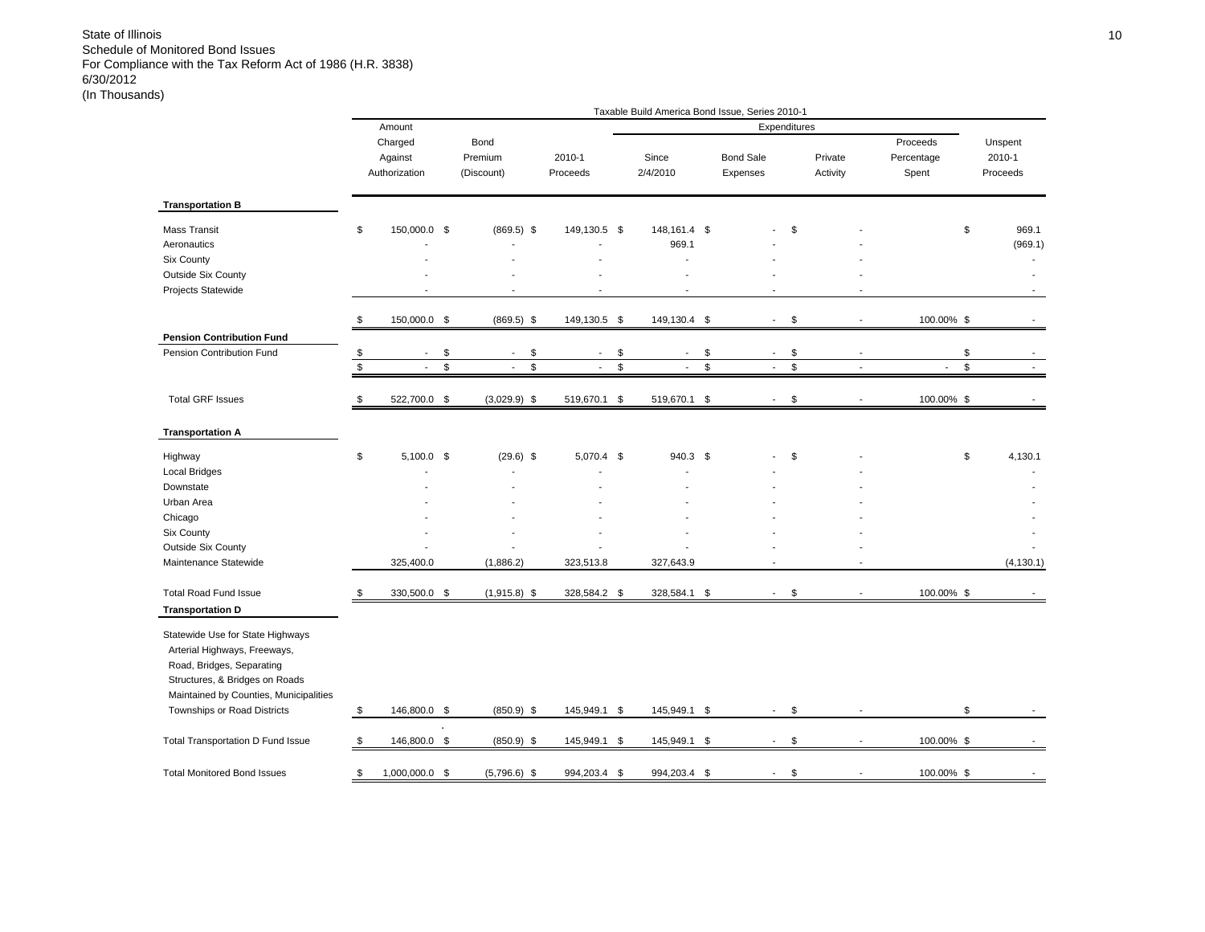State of Illinois
Schedule of Monitored Bond Issues
For Compliance with the Tax Reform Act of 1986 (H.R. 3838)
6/30/2012
(In Thousands)

| | Taxable Build America Bond Issue, Series 2010-1 | | | | | | | |
|---|---|---|---|---|---|---|---|---|
| | | | | Expenditures | | | | |
| | Amount Charged Against Authorization | Bond Premium (Discount) | 2010-1 Proceeds | Since 2/4/2010 | Bond Sale Expenses | Private Activity | Proceeds Percentage Spent | Unspent 2010-1 Proceeds |
| **Transportation B** | | | | | | | | |
| Mass Transit | $ 150,000.0 | $ (869.5) | $ 149,130.5 | $ 148,161.4 | $ - | $ - | | $ 969.1 |
| Aeronautics | - | - | - | 969.1 | - | - | | (969.1) |
| Six County | - | - | - | - | - | - | | - |
| Outside Six County | - | - | - | - | - | - | | - |
| Projects Statewide | - | - | - | - | - | - | | - |
| | $ 150,000.0 | $ (869.5) | $ 149,130.5 | $ 149,130.4 | $ - | $ - | 100.00% | $ - |
| **Pension Contribution Fund** | | | | | | | | |
| Pension Contribution Fund | $ - | $ - | $ - | $ - | $ - | $ - | | $ - |
| | $ - | $ - | $ - | $ - | $ - | $ - | - | $ - |
| Total GRF Issues | $ 522,700.0 | $ (3,029.9) | $ 519,670.1 | $ 519,670.1 | $ - | $ - | 100.00% | $ - |
| **Transportation A** | | | | | | | | |
| Highway | $ 5,100.0 | $ (29.6) | $ 5,070.4 | $ 940.3 | $ - | $ - | | $ 4,130.1 |
| Local Bridges | - | - | - | - | - | - | | - |
| Downstate | - | - | - | - | - | - | | - |
| Urban Area | - | - | - | - | - | - | | - |
| Chicago | - | - | - | - | - | - | | - |
| Six County | - | - | - | - | - | - | | - |
| Outside Six County | - | - | - | - | - | - | | - |
| Maintenance Statewide | 325,400.0 | (1,886.2) | 323,513.8 | 327,643.9 | - | - | | (4,130.1) |
| Total Road Fund Issue | $ 330,500.0 | $ (1,915.8) | $ 328,584.2 | $ 328,584.1 | $ - | $ - | 100.00% | $ - |
| **Transportation D** | | | | | | | | |
| Statewide Use for State Highways Arterial Highways, Freeways, Road, Bridges, Separating Structures, & Bridges on Roads Maintained by Counties, Municipalities Townships or Road Districts | $ 146,800.0 | $ (850.9) | $ 145,949.1 | $ 145,949.1 | $ - | $ - | | $ - |
| Total Transportation D Fund Issue | $ 146,800.0 | $ (850.9) | $ 145,949.1 | $ 145,949.1 | $ - | $ - | 100.00% | $ - |
| Total Monitored Bond Issues | $ 1,000,000.0 | $ (5,796.6) | $ 994,203.4 | $ 994,203.4 | $ - | $ - | 100.00% | $ - |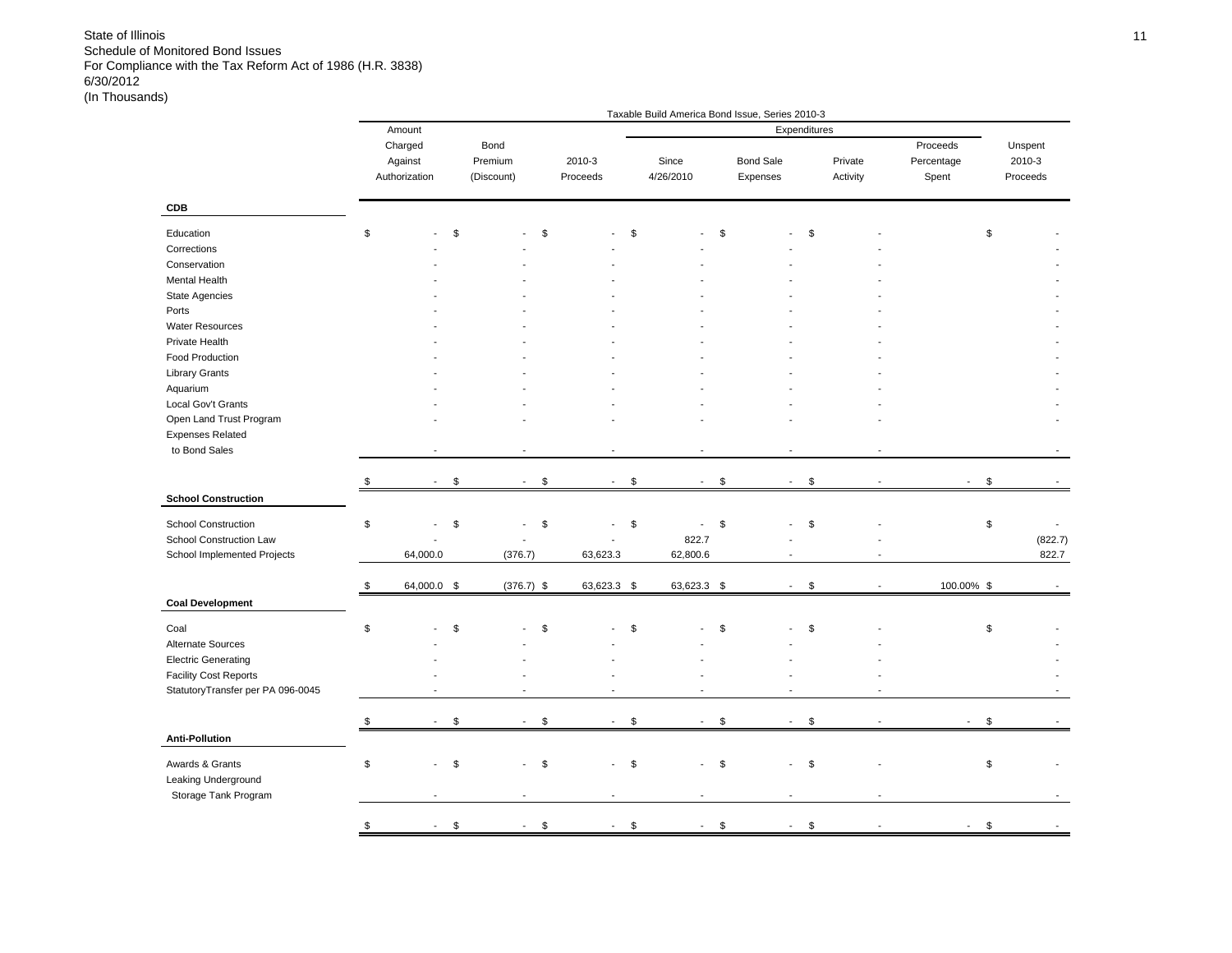State of Illinois
Schedule of Monitored Bond Issues
For Compliance with the Tax Reform Act of 1986 (H.R. 3838)
6/30/2012
(In Thousands)

| | Taxable Build America Bond Issue, Series 2010-3 | | | | | | | |
|---|---|---|---|---|---|---|---|---|
| | | | | Expenditures | | | | |
| | Amount Charged Against Authorization | Bond Premium (Discount) | 2010-3 Proceeds | Since 4/26/2010 | Bond Sale Expenses | Private Activity | Proceeds Percentage Spent | Unspent 2010-3 Proceeds |
| **CDB** | | | | | | | | |
| Education | $ - | $ - | $ - | $ - | $ - | $ - | | $ - |
| Corrections | - | - | - | - | - | - | | - |
| Conservation | - | - | - | - | - | - | | - |
| Mental Health | - | - | - | - | - | - | | - |
| State Agencies | - | - | - | - | - | - | | - |
| Ports | - | - | - | - | - | - | | - |
| Water Resources | - | - | - | - | - | - | | - |
| Private Health | - | - | - | - | - | - | | - |
| Food Production | - | - | - | - | - | - | | - |
| Library Grants | - | - | - | - | - | - | | - |
| Aquarium | - | - | - | - | - | - | | - |
| Local Gov't Grants | - | - | - | - | - | - | | - |
| Open Land Trust Program | - | - | - | - | - | - | | - |
| Expenses Related to Bond Sales | - | - | - | - | - | - | | - |
| | $ - | $ - | $ - | $ - | $ - | $ - | - | $ - |
| **School Construction** | | | | | | | | |
| School Construction | $ - | $ - | $ - | $ - | $ - | $ - | | $ - |
| School Construction Law | - | - | - | 822.7 | - | - | | (822.7) |
| School Implemented Projects | 64,000.0 | (376.7) | 63,623.3 | 62,800.6 | - | - | | 822.7 |
| | $ 64,000.0 | $ (376.7) | $ 63,623.3 | $ 63,623.3 | $ - | $ - | 100.00% | $ - |
| **Coal Development** | | | | | | | | |
| Coal | $ - | $ - | $ - | $ - | $ - | $ - | | $ - |
| Alternate Sources | - | - | - | - | - | - | | - |
| Electric Generating | - | - | - | - | - | - | | - |
| Facility Cost Reports | - | - | - | - | - | - | | - |
| StatutoryTransfer per PA 096-0045 | - | - | - | - | - | - | | - |
| | $ - | $ - | $ - | $ - | $ - | $ - | - | $ - |
| **Anti-Pollution** | | | | | | | | |
| Awards & Grants | $ - | $ - | $ - | $ - | $ - | $ - | | $ - |
| Leaking Underground Storage Tank Program | - | - | - | - | - | - | | - |
| | $ - | $ - | $ - | $ - | $ - | $ - | - | $ - |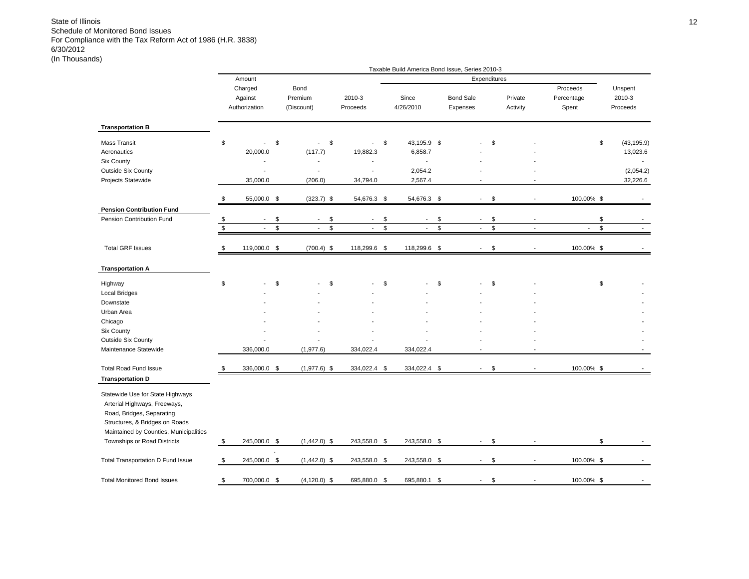State of Illinois
Schedule of Monitored Bond Issues
For Compliance with the Tax Reform Act of 1986 (H.R. 3838)
6/30/2012
(In Thousands)

| | Taxable Build America Bond Issue, Series 2010-3 | | | | | | | |
|---|---|---|---|---|---|---|---|---|
| | | | | Expenditures | | | | |
| | Amount Charged Against Authorization | Bond Premium (Discount) | 2010-3 Proceeds | Since 4/26/2010 | Bond Sale Expenses | Private Activity | Proceeds Percentage Spent | Unspent 2010-3 Proceeds |
| **Transportation B** | | | | | | | | |
| Mass Transit | $ - | $ - | $ - | $ 43,195.9 | $ - | $ - | | $ (43,195.9) |
| Aeronautics | 20,000.0 | (117.7) | 19,882.3 | 6,858.7 | - | - | | 13,023.6 |
| Six County | - | - | - | - | - | - | | - |
| Outside Six County | - | - | - | 2,054.2 | - | - | | (2,054.2) |
| Projects Statewide | 35,000.0 | (206.0) | 34,794.0 | 2,567.4 | - | - | | 32,226.6 |
| | $ 55,000.0 | $ (323.7) | $ 54,676.3 | $ 54,676.3 | $ - | $ - | 100.00% | $ - |
| **Pension Contribution Fund** | | | | | | | | |
| Pension Contribution Fund | $ - | $ - | $ - | $ - | $ - | $ - | | $ - |
| | $ - | $ - | $ - | $ - | $ - | $ - | - | $ - |
| Total GRF Issues | $ 119,000.0 | $ (700.4) | $ 118,299.6 | $ 118,299.6 | $ - | $ - | 100.00% | $ - |
| **Transportation A** | | | | | | | | |
| Highway | $ - | $ - | $ - | $ - | $ - | $ - | | $ - |
| Local Bridges | - | - | - | - | - | - | | - |
| Downstate | - | - | - | - | - | - | | - |
| Urban Area | - | - | - | - | - | - | | - |
| Chicago | - | - | - | - | - | - | | - |
| Six County | - | - | - | - | - | - | | - |
| Outside Six County | - | - | - | - | - | - | | - |
| Maintenance Statewide | 336,000.0 | (1,977.6) | 334,022.4 | 334,022.4 | - | - | | - |
| Total Road Fund Issue | $ 336,000.0 | $ (1,977.6) | $ 334,022.4 | $ 334,022.4 | $ - | $ - | 100.00% | $ - |
| **Transportation D** | | | | | | | | |
| Statewide Use for State Highways Arterial Highways, Freeways, Road, Bridges, Separating Structures, & Bridges on Roads Maintained by Counties, Municipalities Townships or Road Districts | $ 245,000.0 | $ (1,442.0) | $ 243,558.0 | $ 243,558.0 | $ - | $ - | | $ - |
| Total Transportation D Fund Issue | $ 245,000.0 | $ (1,442.0) | $ 243,558.0 | $ 243,558.0 | $ - | $ - | 100.00% | $ - |
| Total Monitored Bond Issues | $ 700,000.0 | $ (4,120.0) | $ 695,880.0 | $ 695,880.1 | $ - | $ - | 100.00% | $ - |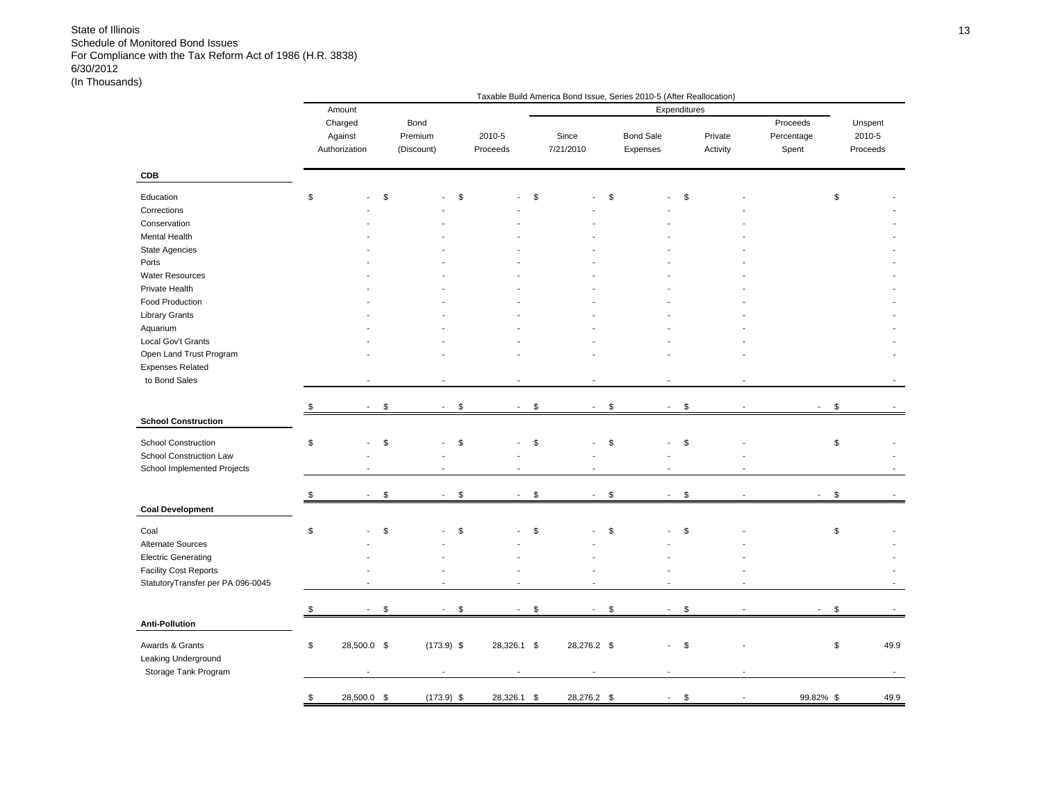State of Illinois
Schedule of Monitored Bond Issues
For Compliance with the Tax Reform Act of 1986 (H.R. 3838)
6/30/2012
(In Thousands)

Taxable Build America Bond Issue, Series 2010-5 (After Reallocation)

| | Amount Charged Against Authorization | Bond Premium (Discount) | 2010-5 Proceeds | Expenditures Since 7/21/2010 | Expenditures Bond Sale Expenses | Expenditures Private Activity | Proceeds Percentage Spent | Unspent 2010-5 Proceeds |
|---|---|---|---|---|---|---|---|---|
| **CDB** | | | | | | | | |
| Education | $ - | $ - | $ - | $ - | $ - | $ - | | $ - |
| Corrections | - | - | - | - | - | - | | - |
| Conservation | - | - | - | - | - | - | | - |
| Mental Health | - | - | - | - | - | - | | - |
| State Agencies | - | - | - | - | - | - | | - |
| Ports | - | - | - | - | - | - | | - |
| Water Resources | - | - | - | - | - | - | | - |
| Private Health | - | - | - | - | - | - | | - |
| Food Production | - | - | - | - | - | - | | - |
| Library Grants | - | - | - | - | - | - | | - |
| Aquarium | - | - | - | - | - | - | | - |
| Local Gov't Grants | - | - | - | - | - | - | | - |
| Open Land Trust Program | - | - | - | - | - | - | | - |
| Expenses Related to Bond Sales | - | - | - | - | - | - | | - |
| | $ - | $ - | $ - | $ - | $ - | $ - | - | $ - |
| **School Construction** | | | | | | | | |
| School Construction | $ - | $ - | $ - | $ - | $ - | $ - | | $ - |
| School Construction Law | - | - | - | - | - | - | | - |
| School Implemented Projects | - | - | - | - | - | - | | - |
| | $ - | $ - | $ - | $ - | $ - | $ - | - | $ - |
| **Coal Development** | | | | | | | | |
| Coal | $ - | $ - | $ - | $ - | $ - | $ - | | $ - |
| Alternate Sources | - | - | - | - | - | - | | - |
| Electric Generating | - | - | - | - | - | - | | - |
| Facility Cost Reports | - | - | - | - | - | - | | - |
| StatutoryTransfer per PA 096-0045 | - | - | - | - | - | - | | - |
| | $ - | $ - | $ - | $ - | $ - | $ - | - | $ - |
| **Anti-Pollution** | | | | | | | | |
| Awards & Grants | $ 28,500.0 | $ (173.9) | $ 28,326.1 | $ 28,276.2 | $ - | $ - | | $ 49.9 |
| Leaking Underground Storage Tank Program | - | - | - | - | - | - | | - |
| | $ 28,500.0 | $ (173.9) | $ 28,326.1 | $ 28,276.2 | $ - | $ - | 99.82% | $ 49.9 |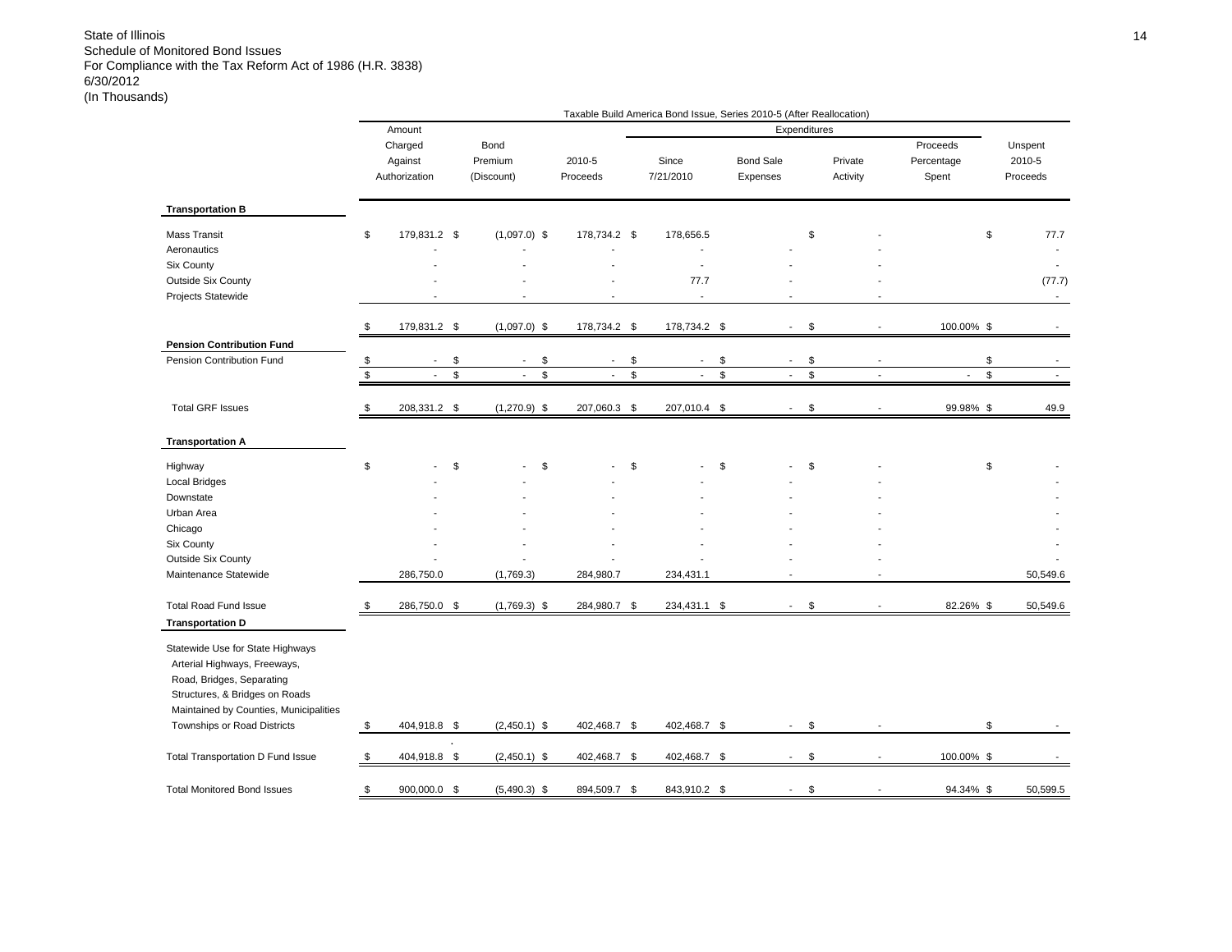State of Illinois
Schedule of Monitored Bond Issues
For Compliance with the Tax Reform Act of 1986 (H.R. 3838)
6/30/2012
(In Thousands)

| | Taxable Build America Bond Issue, Series 2010-5 (After Reallocation) | | | | | | | |
|---|---|---|---|---|---|---|---|---|
| | | | | Expenditures | | | | |
| | Amount Charged Against Authorization | Bond Premium (Discount) | 2010-5 Proceeds | Since 7/21/2010 | Bond Sale Expenses | Private Activity | Proceeds Percentage Spent | Unspent 2010-5 Proceeds |
| **Transportation B** | | | | | | | | |
| Mass Transit | $ 179,831.2 | $ (1,097.0) | $ 178,734.2 | $ 178,656.5 | | $ - | | $ 77.7 |
| Aeronautics | - | - | - | - | - | - | | - |
| Six County | - | - | - | - | - | - | | - |
| Outside Six County | - | - | - | 77.7 | - | - | | (77.7) |
| Projects Statewide | - | - | - | - | - | - | | - |
| | $ 179,831.2 | $ (1,097.0) | $ 178,734.2 | $ 178,734.2 | $ - | $ - | 100.00% | $ - |
| **Pension Contribution Fund** | | | | | | | | |
| Pension Contribution Fund | $ - | $ - | $ - | $ - | $ - | $ - | | $ - |
| | $ - | $ - | $ - | $ - | $ - | $ - | - | $ - |
| Total GRF Issues | $ 208,331.2 | $ (1,270.9) | $ 207,060.3 | $ 207,010.4 | $ - | $ - | 99.98% | $ 49.9 |
| **Transportation A** | | | | | | | | |
| Highway | $ - | $ - | $ - | $ - | $ - | $ - | | $ - |
| Local Bridges | - | - | - | - | - | - | | - |
| Downstate | - | - | - | - | - | - | | - |
| Urban Area | - | - | - | - | - | - | | - |
| Chicago | - | - | - | - | - | - | | - |
| Six County | - | - | - | - | - | - | | - |
| Outside Six County | - | - | - | - | - | - | | - |
| Maintenance Statewide | 286,750.0 | (1,769.3) | 284,980.7 | 234,431.1 | - | - | | 50,549.6 |
| Total Road Fund Issue | $ 286,750.0 | $ (1,769.3) | $ 284,980.7 | $ 234,431.1 | $ - | $ - | 82.26% | $ 50,549.6 |
| **Transportation D** | | | | | | | | |
| Statewide Use for State Highways Arterial Highways, Freeways, Road, Bridges, Separating Structures, & Bridges on Roads Maintained by Counties, Municipalities Townships or Road Districts | $ 404,918.8 | $ (2,450.1) | $ 402,468.7 | $ 402,468.7 | $ - | $ - | | $ - |
| Total Transportation D Fund Issue | $ 404,918.8 | $ (2,450.1) | $ 402,468.7 | $ 402,468.7 | $ - | $ - | 100.00% | $ - |
| Total Monitored Bond Issues | $ 900,000.0 | $ (5,490.3) | $ 894,509.7 | $ 843,910.2 | $ - | $ - | 94.34% | $ 50,599.5 |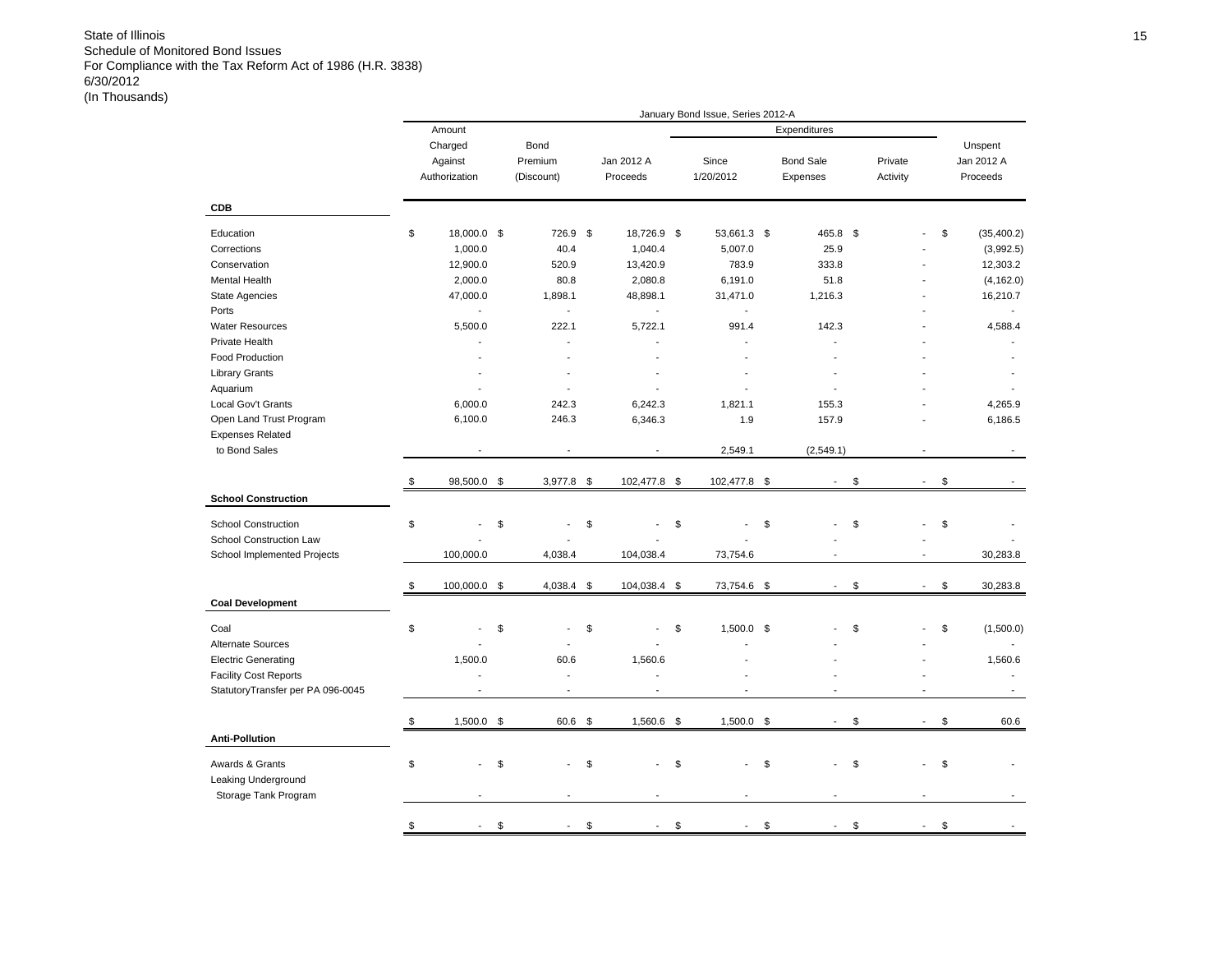State of Illinois
Schedule of Monitored Bond Issues
For Compliance with the Tax Reform Act of 1986 (H.R. 3838)
6/30/2012
(In Thousands)

| | January Bond Issue, Series 2012-A | | | | | | |
|---|---|---|---|---|---|---|---|
| | | | | Expenditures | | | |
| | Amount Charged Against Authorization | Bond Premium (Discount) | Jan 2012 A Proceeds | Since 1/20/2012 | Bond Sale Expenses | Private Activity | Unspent Jan 2012 A Proceeds |
| **CDB** | | | | | | | |
| Education | $ 18,000.0 | $ 726.9 | $ 18,726.9 | $ 53,661.3 | $ 465.8 | $ - | $ (35,400.2) |
| Corrections | 1,000.0 | 40.4 | 1,040.4 | 5,007.0 | 25.9 | - | (3,992.5) |
| Conservation | 12,900.0 | 520.9 | 13,420.9 | 783.9 | 333.8 | - | 12,303.2 |
| Mental Health | 2,000.0 | 80.8 | 2,080.8 | 6,191.0 | 51.8 | - | (4,162.0) |
| State Agencies | 47,000.0 | 1,898.1 | 48,898.1 | 31,471.0 | 1,216.3 | - | 16,210.7 |
| Ports | - | - | - | - | | - | - |
| Water Resources | 5,500.0 | 222.1 | 5,722.1 | 991.4 | 142.3 | - | 4,588.4 |
| Private Health | - | - | - | - | - | - | - |
| Food Production | - | - | - | - | - | - | - |
| Library Grants | - | - | - | - | - | - | - |
| Aquarium | - | - | - | - | - | - | - |
| Local Gov't Grants | 6,000.0 | 242.3 | 6,242.3 | 1,821.1 | 155.3 | - | 4,265.9 |
| Open Land Trust Program | 6,100.0 | 246.3 | 6,346.3 | 1.9 | 157.9 | - | 6,186.5 |
| Expenses Related to Bond Sales | - | - | - | 2,549.1 | (2,549.1) | - | - |
| | $ 98,500.0 | $ 3,977.8 | $ 102,477.8 | $ 102,477.8 | $ - | $ - | $ - |
| **School Construction** | | | | | | | |
| School Construction | $ - | $ - | $ - | $ - | $ - | $ - | $ - |
| School Construction Law | - | - | - | - | - | - | - |
| School Implemented Projects | 100,000.0 | 4,038.4 | 104,038.4 | 73,754.6 | - | - | 30,283.8 |
| | $ 100,000.0 | $ 4,038.4 | $ 104,038.4 | $ 73,754.6 | $ - | $ - | $ 30,283.8 |
| **Coal Development** | | | | | | | |
| Coal | $ - | $ - | $ - | $ 1,500.0 | $ - | $ - | $ (1,500.0) |
| Alternate Sources | - | - | - | - | - | - | - |
| Electric Generating | 1,500.0 | 60.6 | 1,560.6 | - | - | - | 1,560.6 |
| Facility Cost Reports | - | - | - | - | - | - | - |
| StatutoryTransfer per PA 096-0045 | - | - | - | - | - | - | - |
| | $ 1,500.0 | $ 60.6 | $ 1,560.6 | $ 1,500.0 | $ - | $ - | $ 60.6 |
| **Anti-Pollution** | | | | | | | |
| Awards & Grants | $ - | $ - | $ - | $ - | $ - | $ - | $ - |
| Leaking Underground Storage Tank Program | - | - | - | - | - | - | - |
| | $ - | $ - | $ - | $ - | $ - | $ - | $ - |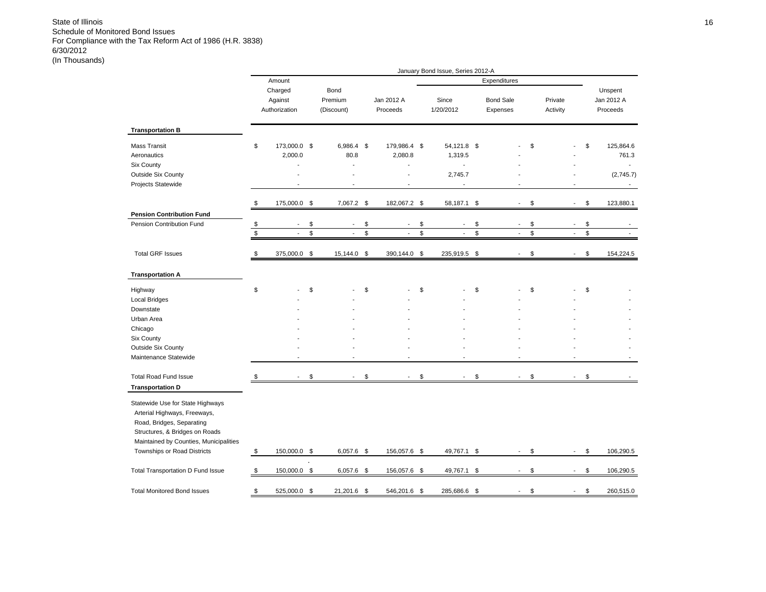State of Illinois
Schedule of Monitored Bond Issues
For Compliance with the Tax Reform Act of 1986 (H.R. 3838)
6/30/2012
(In Thousands)

| | January Bond Issue, Series 2012-A | | | | | | |
|---|---|---|---|---|---|---|---|
| | | | | Expenditures | | | |
| | Amount Charged Against Authorization | Bond Premium (Discount) | Jan 2012 A Proceeds | Since 1/20/2012 | Bond Sale Expenses | Private Activity | Unspent Jan 2012 A Proceeds |
| **Transportation B** | | | | | | | |
| Mass Transit | $ 173,000.0 | $ 6,986.4 | $ 179,986.4 | $ 54,121.8 | $ - | $ - | $ 125,864.6 |
| Aeronautics | 2,000.0 | 80.8 | 2,080.8 | 1,319.5 | - | - | 761.3 |
| Six County | - | - | - | - | - | - | - |
| Outside Six County | - | - | - | 2,745.7 | - | - | (2,745.7) |
| Projects Statewide | - | - | - | - | - | - | - |
| | $ 175,000.0 | $ 7,067.2 | $ 182,067.2 | $ 58,187.1 | $ - | $ - | $ 123,880.1 |
| **Pension Contribution Fund** | | | | | | | |
| Pension Contribution Fund | $ - | $ - | $ - | $ - | $ - | $ - | $ - |
| | $ - | $ - | $ - | $ - | $ - | $ - | $ - |
| Total GRF Issues | $ 375,000.0 | $ 15,144.0 | $ 390,144.0 | $ 235,919.5 | $ - | $ - | $ 154,224.5 |
| **Transportation A** | | | | | | | |
| Highway | $ - | $ - | $ - | $ - | $ - | $ - | $ - |
| Local Bridges | - | - | - | - | - | - | - |
| Downstate | - | - | - | - | - | - | - |
| Urban Area | - | - | - | - | - | - | - |
| Chicago | - | - | - | - | - | - | - |
| Six County | - | - | - | - | - | - | - |
| Outside Six County | - | - | - | - | - | - | - |
| Maintenance Statewide | - | - | - | - | - | - | - |
| Total Road Fund Issue | $ - | $ - | $ - | $ - | $ - | $ - | $ - |
| **Transportation D** | | | | | | | |
| Statewide Use for State Highways Arterial Highways, Freeways, Road, Bridges, Separating Structures, & Bridges on Roads Maintained by Counties, Municipalities Townships or Road Districts | $ 150,000.0 | $ 6,057.6 | $ 156,057.6 | $ 49,767.1 | $ - | $ - | $ 106,290.5 |
| Total Transportation D Fund Issue | $ 150,000.0 | $ 6,057.6 | $ 156,057.6 | $ 49,767.1 | $ - | $ - | $ 106,290.5 |
| Total Monitored Bond Issues | $ 525,000.0 | $ 21,201.6 | $ 546,201.6 | $ 285,686.6 | $ - | $ - | $ 260,515.0 |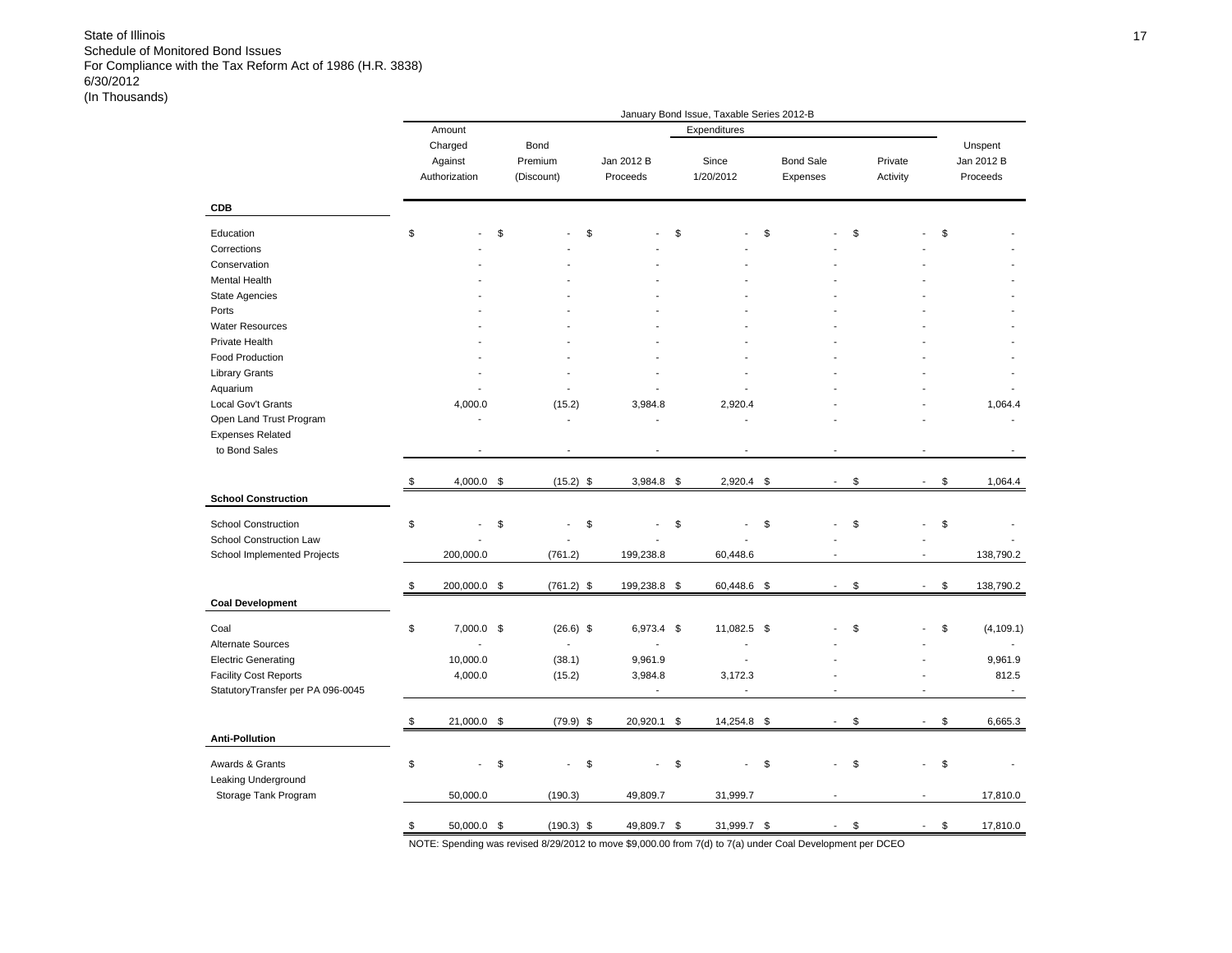State of Illinois
Schedule of Monitored Bond Issues
For Compliance with the Tax Reform Act of 1986 (H.R. 3838)
6/30/2012
(In Thousands)

| | January Bond Issue, Taxable Series 2012-B | | | | | | |
|---|---|---|---|---|---|---|---|
| | Amount Charged Against Authorization | Bond Premium (Discount) | Jan 2012 B Proceeds | Expenditures Since 1/20/2012 | Bond Sale Expenses | Private Activity | Unspent Jan 2012 B Proceeds |
| **CDB** | | | | | | | |
| Education | $ - | $ - | $ - | $ - | $ - | $ - | $ - |
| Corrections | - | - | - | - | - | - | - |
| Conservation | - | - | - | - | - | - | - |
| Mental Health | - | - | - | - | - | - | - |
| State Agencies | - | - | - | - | - | - | - |
| Ports | - | - | - | - | - | - | - |
| Water Resources | - | - | - | - | - | - | - |
| Private Health | - | - | - | - | - | - | - |
| Food Production | - | - | - | - | - | - | - |
| Library Grants | - | - | - | - | - | - | - |
| Aquarium | - | - | - | - | - | - | - |
| Local Gov't Grants | 4,000.0 | (15.2) | 3,984.8 | 2,920.4 | - | - | 1,064.4 |
| Open Land Trust Program | - | - | - | - | - | - | - |
| Expenses Related to Bond Sales | - | - | - | - | - | - | - |
| | $ 4,000.0 | $ (15.2) | $ 3,984.8 | $ 2,920.4 | $ - | $ - | $ 1,064.4 |
| **School Construction** | | | | | | | |
| School Construction | $ - | $ - | $ - | $ - | $ - | $ - | $ - |
| School Construction Law | - | - | - | - | - | - | - |
| School Implemented Projects | 200,000.0 | (761.2) | 199,238.8 | 60,448.6 | - | - | 138,790.2 |
| | $ 200,000.0 | $ (761.2) | $ 199,238.8 | $ 60,448.6 | $ - | $ - | $ 138,790.2 |
| **Coal Development** | | | | | | | |
| Coal | $ 7,000.0 | $ (26.6) | $ 6,973.4 | $ 11,082.5 | $ - | $ - | $ (4,109.1) |
| Alternate Sources | - | - | - | - | - | - | - |
| Electric Generating | 10,000.0 | (38.1) | 9,961.9 | - | - | - | 9,961.9 |
| Facility Cost Reports | 4,000.0 | (15.2) | 3,984.8 | 3,172.3 | - | - | 812.5 |
| StatutoryTransfer per PA 096-0045 | | | - | - | - | - | - |
| | $ 21,000.0 | $ (79.9) | $ 20,920.1 | $ 14,254.8 | $ - | $ - | $ 6,665.3 |
| **Anti-Pollution** | | | | | | | |
| Awards & Grants | $ - | $ - | $ - | $ - | $ - | $ - | $ - |
| Leaking Underground Storage Tank Program | 50,000.0 | (190.3) | 49,809.7 | 31,999.7 | - | - | 17,810.0 |
| | $ 50,000.0 | $ (190.3) | $ 49,809.7 | $ 31,999.7 | $ - | $ - | $ 17,810.0 |

NOTE: Spending was revised 8/29/2012 to move $9,000.00 from 7(d) to 7(a) under Coal Development per DCEO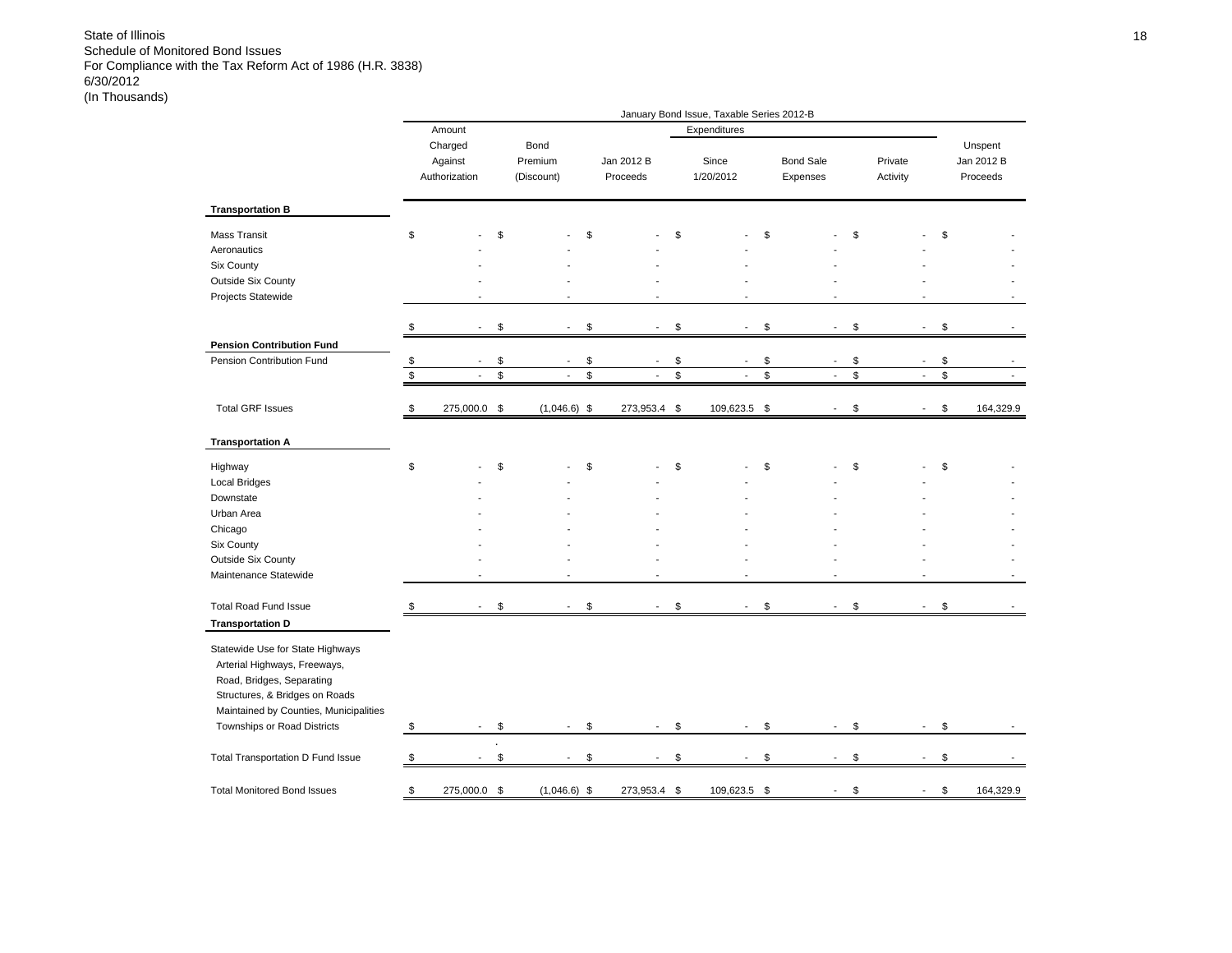State of Illinois
Schedule of Monitored Bond Issues
For Compliance with the Tax Reform Act of 1986 (H.R. 3838)
6/30/2012
(In Thousands)

| | January Bond Issue, Taxable Series 2012-B | | | | | | |
|---|---|---|---|---|---|---|---|
| | Amount Charged Against Authorization | Bond Premium (Discount) | Jan 2012 B Proceeds | Expenditures Since 1/20/2012 | Bond Sale Expenses | Private Activity | Unspent Jan 2012 B Proceeds |
| **Transportation B** | | | | | | | |
| Mass Transit | $ - | $ - | $ - | $ - | $ - | $ - | $ - |
| Aeronautics | - | - | - | - | - | - | - |
| Six County | - | - | - | - | - | - | - |
| Outside Six County | - | - | - | - | - | - | - |
| Projects Statewide | - | - | - | - | - | - | - |
| | $ - | $ - | $ - | $ - | $ - | $ - | $ - |
| **Pension Contribution Fund** | | | | | | | |
| Pension Contribution Fund | $ - | $ - | $ - | $ - | $ - | $ - | $ - |
| | $ - | $ - | $ - | $ - | $ - | $ - | $ - |
| Total GRF Issues | $ 275,000.0 | $ (1,046.6) | $ 273,953.4 | $ 109,623.5 | $ - | $ - | $ 164,329.9 |
| **Transportation A** | | | | | | | |
| Highway | $ - | $ - | $ - | $ - | $ - | $ - | $ - |
| Local Bridges | - | - | - | - | - | - | - |
| Downstate | - | - | - | - | - | - | - |
| Urban Area | - | - | - | - | - | - | - |
| Chicago | - | - | - | - | - | - | - |
| Six County | - | - | - | - | - | - | - |
| Outside Six County | - | - | - | - | - | - | - |
| Maintenance Statewide | - | - | - | - | - | - | - |
| Total Road Fund Issue | $ - | $ - | $ - | $ - | $ - | $ - | $ - |
| **Transportation D** | | | | | | | |
| Statewide Use for State Highways Arterial Highways, Freeways, Road, Bridges, Separating Structures, & Bridges on Roads Maintained by Counties, Municipalities Townships or Road Districts | $ - | $ - | $ - | $ - | $ - | $ - | $ - |
| Total Transportation D Fund Issue | $ - | $ - | $ - | $ - | $ - | $ - | $ - |
| Total Monitored Bond Issues | $ 275,000.0 | $ (1,046.6) | $ 273,953.4 | $ 109,623.5 | $ - | $ - | $ 164,329.9 |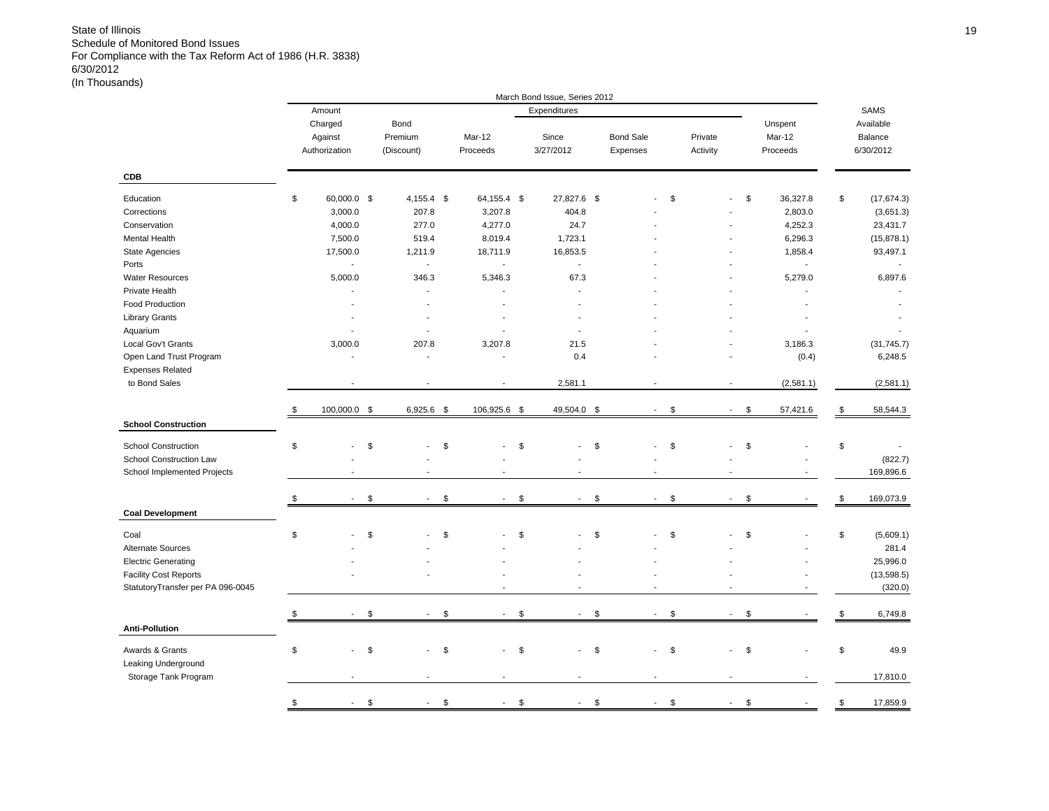State of Illinois
Schedule of Monitored Bond Issues
For Compliance with the Tax Reform Act of 1986 (H.R. 3838)
6/30/2012
(In Thousands)

| | March Bond Issue, Series 2012 | | | | | | | |
|---|---|---|---|---|---|---|---|---|
| | Amount Charged Against Authorization | Bond Premium (Discount) | Mar-12 Proceeds | Expenditures Since 3/27/2012 | Expenditures Bond Sale Expenses | Expenditures Private Activity | Unspent Mar-12 Proceeds | SAMS Available Balance 6/30/2012 |
| **CDB** | | | | | | | | |
| Education | $ 60,000.0 | $ 4,155.4 | $ 64,155.4 | $ 27,827.6 | $ - | $ - | $ 36,327.8 | $ (17,674.3) |
| Corrections | 3,000.0 | 207.8 | 3,207.8 | 404.8 | - | - | 2,803.0 | (3,651.3) |
| Conservation | 4,000.0 | 277.0 | 4,277.0 | 24.7 | - | - | 4,252.3 | 23,431.7 |
| Mental Health | 7,500.0 | 519.4 | 8,019.4 | 1,723.1 | - | - | 6,296.3 | (15,878.1) |
| State Agencies | 17,500.0 | 1,211.9 | 18,711.9 | 16,853.5 | - | - | 1,858.4 | 93,497.1 |
| Ports | - | - | - | - | - | - | - | - |
| Water Resources | 5,000.0 | 346.3 | 5,346.3 | 67.3 | - | - | 5,279.0 | 6,897.6 |
| Private Health | - | - | - | - | - | - | - | - |
| Food Production | - | - | - | - | - | - | - | - |
| Library Grants | - | - | - | - | - | - | - | - |
| Aquarium | - | - | - | - | - | - | - | - |
| Local Gov't Grants | 3,000.0 | 207.8 | 3,207.8 | 21.5 | - | - | 3,186.3 | (31,745.7) |
| Open Land Trust Program | - | - | - | 0.4 | - | - | (0.4) | 6,248.5 |
| Expenses Related to Bond Sales | - | - | - | 2,581.1 | - | - | (2,581.1) | (2,581.1) |
| | $ 100,000.0 | $ 6,925.6 | $ 106,925.6 | $ 49,504.0 | $ - | $ - | $ 57,421.6 | $ 58,544.3 |
| **School Construction** | | | | | | | | |
| School Construction | $ - | $ - | $ - | $ - | $ - | $ - | $ - | $ - |
| School Construction Law | - | - | - | - | - | - | - | (822.7) |
| School Implemented Projects | - | - | - | - | - | - | - | 169,896.6 |
| | $ - | $ - | $ - | $ - | $ - | $ - | $ - | $ 169,073.9 |
| **Coal Development** | | | | | | | | |
| Coal | $ - | $ - | $ - | $ - | $ - | $ - | $ - | $ (5,609.1) |
| Alternate Sources | - | - | - | - | - | - | - | 281.4 |
| Electric Generating | - | - | - | - | - | - | - | 25,996.0 |
| Facility Cost Reports | - | - | - | - | - | - | - | (13,598.5) |
| StatutoryTransfer per PA 096-0045 | | | - | - | - | - | - | (320.0) |
| | $ - | $ - | $ - | $ - | $ - | $ - | $ - | $ 6,749.8 |
| **Anti-Pollution** | | | | | | | | |
| Awards & Grants | $ - | $ - | $ - | $ - | $ - | $ - | $ - | $ 49.9 |
| Leaking Underground Storage Tank Program | - | - | - | - | - | - | - | 17,810.0 |
| | $ - | $ - | $ - | $ - | $ - | $ - | $ - | $ 17,859.9 |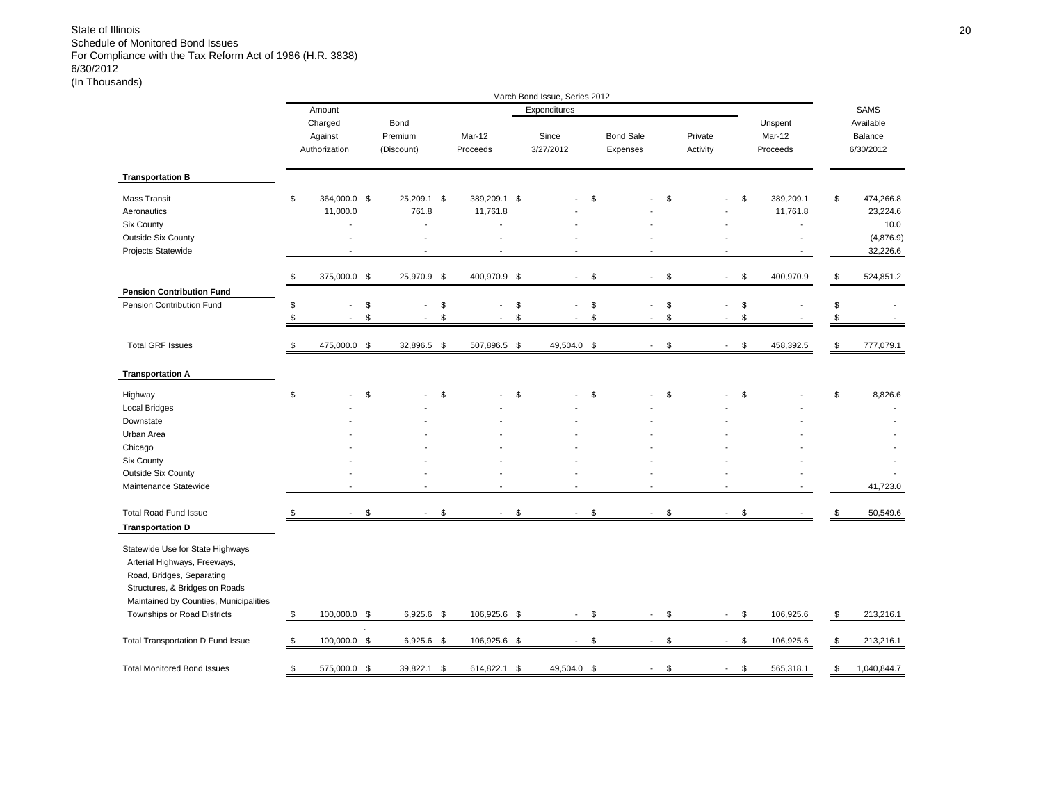State of Illinois
Schedule of Monitored Bond Issues
For Compliance with the Tax Reform Act of 1986 (H.R. 3838)
6/30/2012
(In Thousands)

| | March Bond Issue, Series 2012 | | | | | | | |
|---|---|---|---|---|---|---|---|---|
| | Amount Charged Against Authorization | Bond Premium (Discount) | Mar-12 Proceeds | Expenditures Since 3/27/2012 | Bond Sale Expenses | Private Activity | Unspent Mar-12 Proceeds | SAMS Available Balance 6/30/2012 |
| **Transportation B** | | | | | | | | |
| Mass Transit | $ 364,000.0 | $ 25,209.1 | $ 389,209.1 | $ - | $ - | $ - | $ 389,209.1 | $ 474,266.8 |
| Aeronautics | 11,000.0 | 761.8 | 11,761.8 | - | - | - | 11,761.8 | 23,224.6 |
| Six County | - | - | - | - | - | - | - | 10.0 |
| Outside Six County | - | - | - | - | - | - | - | (4,876.9) |
| Projects Statewide | - | - | - | - | - | - | - | 32,226.6 |
| | $ 375,000.0 | $ 25,970.9 | $ 400,970.9 | $ - | $ - | $ - | $ 400,970.9 | $ 524,851.2 |
| **Pension Contribution Fund** | | | | | | | | |
| Pension Contribution Fund | $ - | $ - | $ - | $ - | $ - | $ - | $ - | $ - |
| | $ - | $ - | $ - | $ - | $ - | $ - | $ - | $ - |
| Total GRF Issues | $ 475,000.0 | $ 32,896.5 | $ 507,896.5 | $ 49,504.0 | $ - | $ - | $ 458,392.5 | $ 777,079.1 |
| **Transportation A** | | | | | | | | |
| Highway | $ - | $ - | $ - | $ - | $ - | $ - | $ - | $ 8,826.6 |
| Local Bridges | - | - | - | - | - | - | - | - |
| Downstate | - | - | - | - | - | - | - | - |
| Urban Area | - | - | - | - | - | - | - | - |
| Chicago | - | - | - | - | - | - | - | - |
| Six County | - | - | - | - | - | - | - | - |
| Outside Six County | - | - | - | - | - | - | - | - |
| Maintenance Statewide | - | - | - | - | - | - | - | 41,723.0 |
| Total Road Fund Issue | $ - | $ - | $ - | $ - | $ - | $ - | $ - | $ 50,549.6 |
| **Transportation D** | | | | | | | | |
| Statewide Use for State Highways Arterial Highways, Freeways, Road, Bridges, Separating Structures, & Bridges on Roads Maintained by Counties, Municipalities Townships or Road Districts | $ 100,000.0 | $ 6,925.6 | $ 106,925.6 | $ - | $ - | $ - | $ 106,925.6 | $ 213,216.1 |
| Total Transportation D Fund Issue | $ 100,000.0 | $ 6,925.6 | $ 106,925.6 | $ - | $ - | $ - | $ 106,925.6 | $ 213,216.1 |
| Total Monitored Bond Issues | $ 575,000.0 | $ 39,822.1 | $ 614,822.1 | $ 49,504.0 | $ - | $ - | $ 565,318.1 | $ 1,040,844.7 |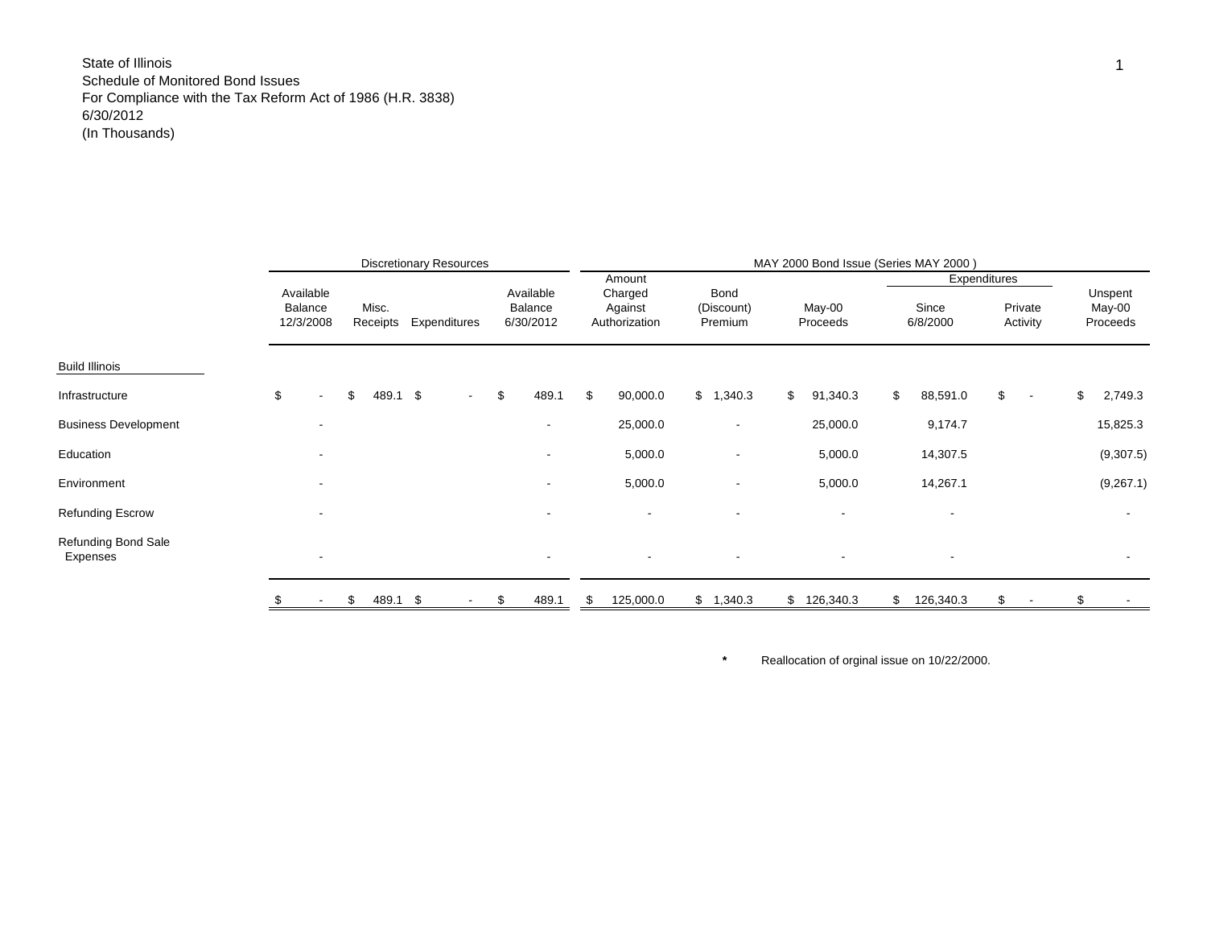State of Illinois
Schedule of Monitored Bond Issues
For Compliance with the Tax Reform Act of 1986 (H.R. 3838)
6/30/2012
(In Thousands)

| | Discretionary Resources | | | | MAY 2000 Bond Issue (Series MAY 2000 ) | | | | | |
|---|---|---|---|---|---|---|---|---|---|---|
| | | | | | | | | Expenditures | | |
| | Available Balance 12/3/2008 | Misc. Receipts | Expenditures | Available Balance 6/30/2012 | Amount Charged Against Authorization | Bond (Discount) Premium | May-00 Proceeds | Since 6/8/2000 | Private Activity | Unspent May-00 Proceeds |
| Build Illinois | | | | | | | | | | |
| Infrastructure | $ - | $ 489.1 | $ - | $ 489.1 | $ 90,000.0 | $ 1,340.3 | $ 91,340.3 | $ 88,591.0 | $ - | $ 2,749.3 |
| Business Development | - | | | - | 25,000.0 | - | 25,000.0 | 9,174.7 | | 15,825.3 |
| Education | - | | | - | 5,000.0 | - | 5,000.0 | 14,307.5 | | (9,307.5) |
| Environment | - | | | - | 5,000.0 | - | 5,000.0 | 14,267.1 | | (9,267.1) |
| Refunding Escrow | - | | | - | - | - | - | - | | - |
| Refunding Bond Sale Expenses | - | | | - | - | - | - | - | | - |
| | $ - | $ 489.1 | $ - | $ 489.1 | $ 125,000.0 | $ 1,340.3 | $ 126,340.3 | $ 126,340.3 | $ - | $ - |

\* Reallocation of orginal issue on 10/22/2000.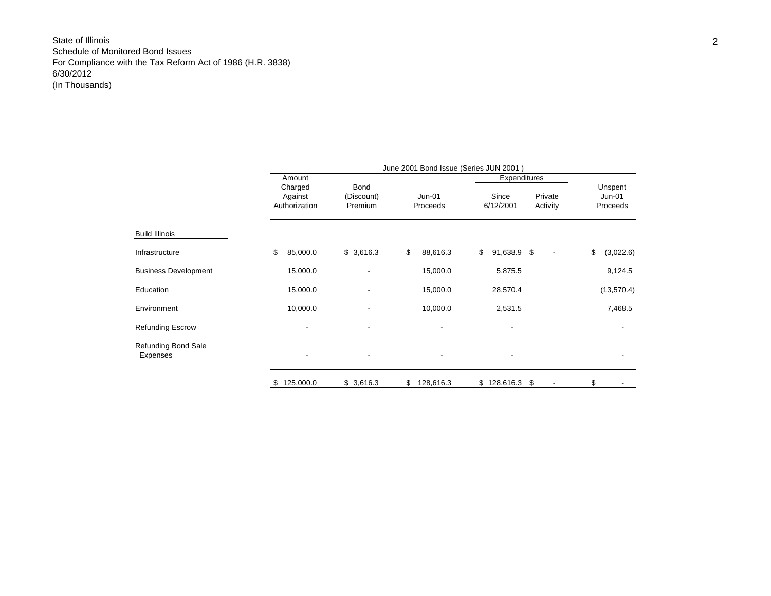State of Illinois
Schedule of Monitored Bond Issues
For Compliance with the Tax Reform Act of 1986 (H.R. 3838)
6/30/2012
(In Thousands)

| | June 2001 Bond Issue (Series JUN 2001 ) | | | | | |
|---|---|---|---|---|---|---|
| | | | | Expenditures | | |
| | Amount Charged Against Authorization | Bond (Discount) Premium | Jun-01 Proceeds | Since 6/12/2001 | Private Activity | Unspent Jun-01 Proceeds |
| **Build Illinois** | | | | | | |
| Infrastructure | $ 85,000.0 | $ 3,616.3 | $ 88,616.3 | $ 91,638.9 | $ - | $ (3,022.6) |
| Business Development | 15,000.0 | - | 15,000.0 | 5,875.5 | | 9,124.5 |
| Education | 15,000.0 | - | 15,000.0 | 28,570.4 | | (13,570.4) |
| Environment | 10,000.0 | - | 10,000.0 | 2,531.5 | | 7,468.5 |
| Refunding Escrow | - | - | - | - | | - |
| Refunding Bond Sale Expenses | - | - | - | - | | - |
| | $ 125,000.0 | $ 3,616.3 | $ 128,616.3 | $ 128,616.3 | $ - | $ - |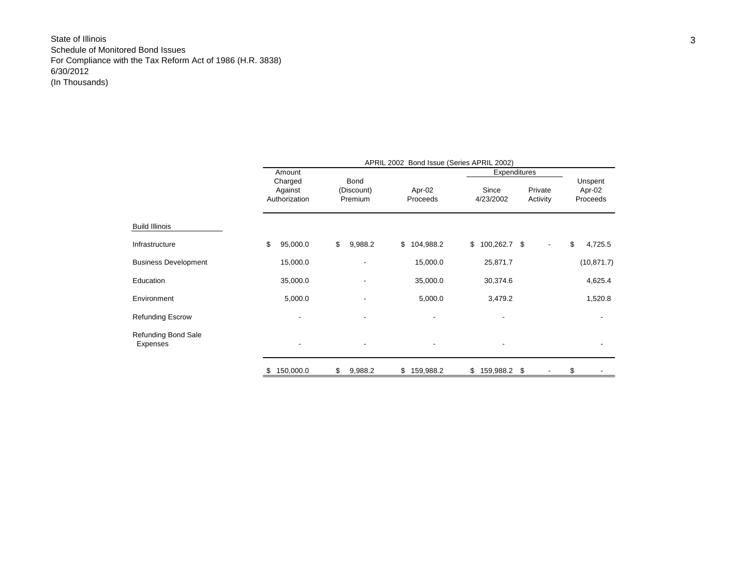State of Illinois
Schedule of Monitored Bond Issues
For Compliance with the Tax Reform Act of 1986 (H.R. 3838)
6/30/2012
(In Thousands)

| | APRIL 2002 Bond Issue (Series APRIL 2002) | | | | | |
|---|---|---|---|---|---|---|
| | | | | Expenditures | | |
| | Amount Charged Against Authorization | Bond (Discount) Premium | Apr-02 Proceeds | Since 4/23/2002 | Private Activity | Unspent Apr-02 Proceeds |
| Build Illinois | | | | | | |
| Infrastructure | $ 95,000.0 | $ 9,988.2 | $ 104,988.2 | $ 100,262.7 | $ - | $ 4,725.5 |
| Business Development | 15,000.0 | - | 15,000.0 | 25,871.7 | | (10,871.7) |
| Education | 35,000.0 | - | 35,000.0 | 30,374.6 | | 4,625.4 |
| Environment | 5,000.0 | - | 5,000.0 | 3,479.2 | | 1,520.8 |
| Refunding Escrow | - | - | - | - | | - |
| Refunding Bond Sale Expenses | - | - | - | - | | - |
| | $ 150,000.0 | $ 9,988.2 | $ 159,988.2 | $ 159,988.2 | $ - | $ - |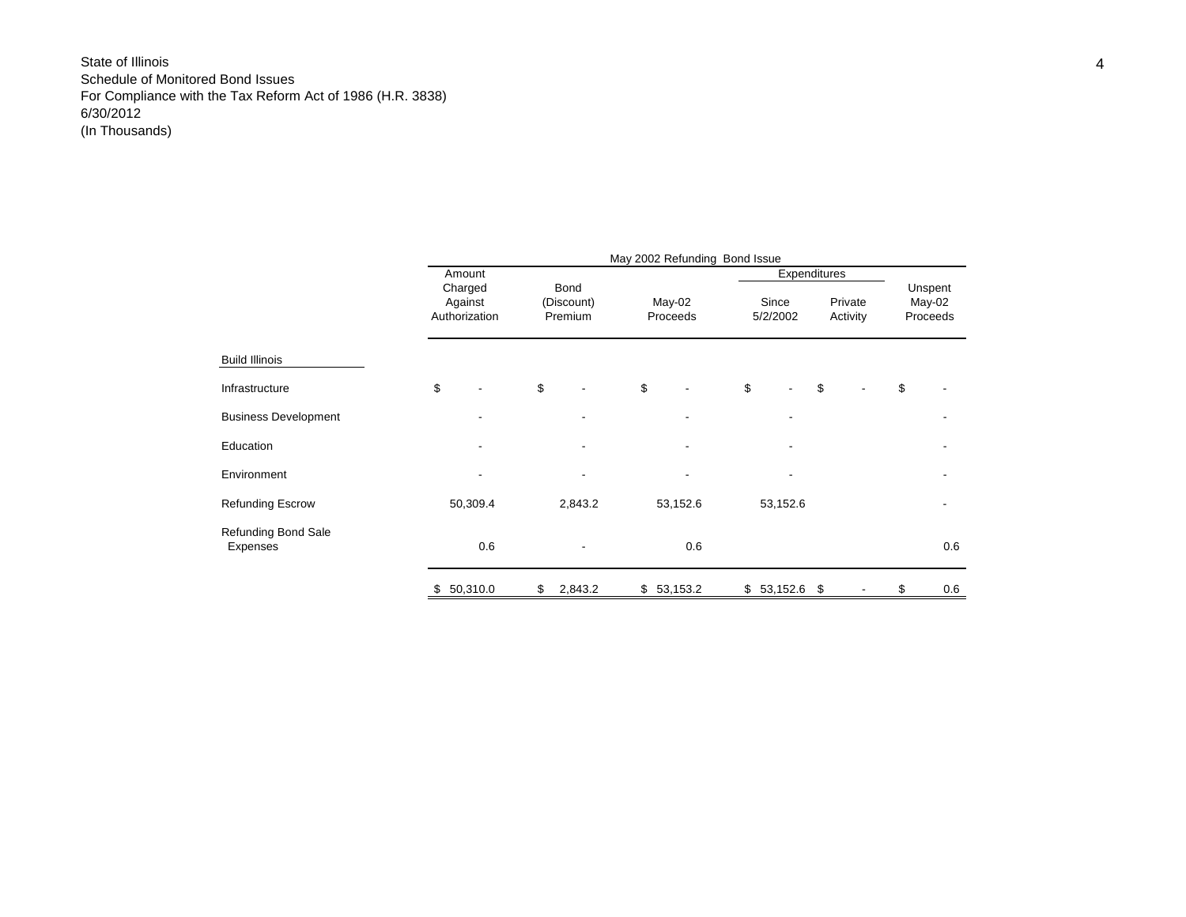State of Illinois
Schedule of Monitored Bond Issues
For Compliance with the Tax Reform Act of 1986 (H.R. 3838)
6/30/2012
(In Thousands)

| | May 2002 Refunding Bond Issue | | | | | |
|---|---|---|---|---|---|---|
| | | | | Expenditures | | |
| | Amount Charged Against Authorization | Bond (Discount) Premium | May-02 Proceeds | Since 5/2/2002 | Private Activity | Unspent May-02 Proceeds |
| **Build Illinois** | | | | | | |
| Infrastructure | $ - | $ - | $ - | $ - | $ - | $ - |
| Business Development | - | - | - | - | | - |
| Education | - | - | - | - | | - |
| Environment | - | - | - | - | | - |
| Refunding Escrow | 50,309.4 | 2,843.2 | 53,152.6 | 53,152.6 | | - |
| Refunding Bond Sale Expenses | 0.6 | - | 0.6 | | | 0.6 |
| | $ 50,310.0 | $ 2,843.2 | $ 53,153.2 | $ 53,152.6 | $ - | $ 0.6 |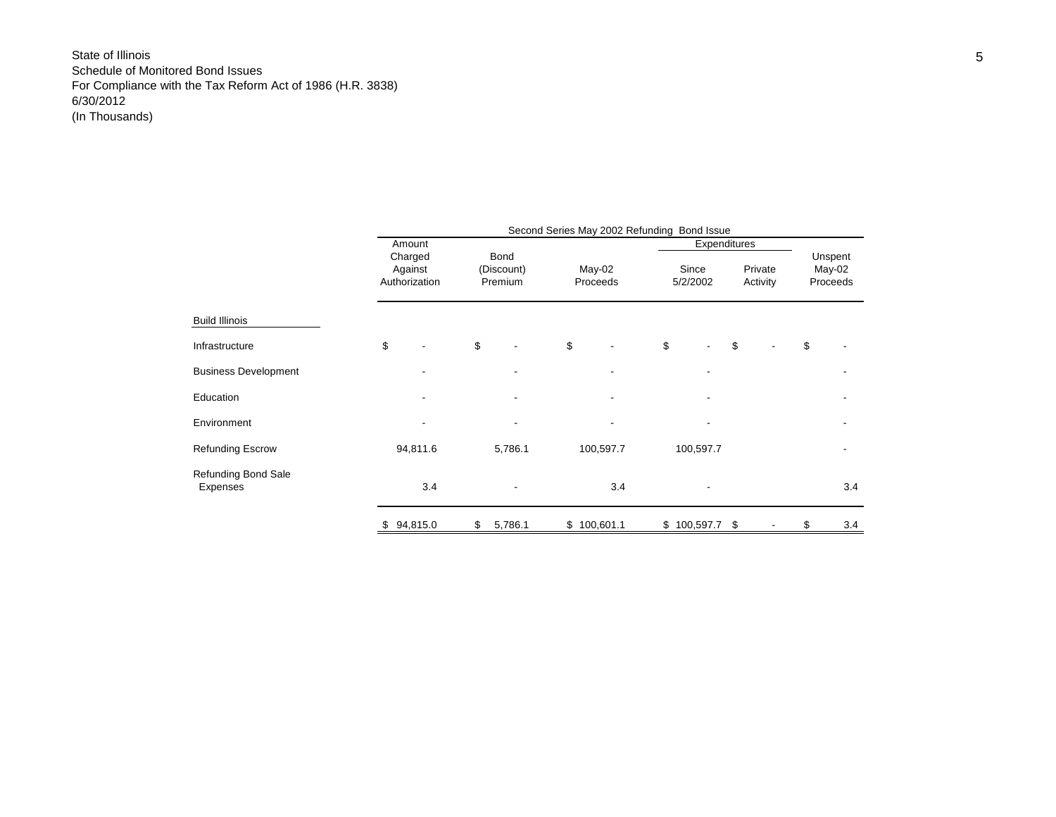State of Illinois
Schedule of Monitored Bond Issues
For Compliance with the Tax Reform Act of 1986 (H.R. 3838)
6/30/2012
(In Thousands)

| | Second Series May 2002 Refunding Bond Issue | | | | | |
|---|---|---|---|---|---|---|
| | | | | Expenditures | | |
| | Amount Charged Against Authorization | Bond (Discount) Premium | May-02 Proceeds | Since 5/2/2002 | Private Activity | Unspent May-02 Proceeds |
| **Build Illinois** | | | | | | |
| Infrastructure | $ - | $ - | $ - | $ - | $ - | $ - |
| Business Development | - | - | - | - | | - |
| Education | - | - | - | - | | - |
| Environment | - | - | - | - | | - |
| Refunding Escrow | 94,811.6 | 5,786.1 | 100,597.7 | 100,597.7 | | - |
| Refunding Bond Sale Expenses | 3.4 | - | 3.4 | - | | 3.4 |
| | $ 94,815.0 | $ 5,786.1 | $ 100,601.1 | $ 100,597.7 | $ - | $ 3.4 |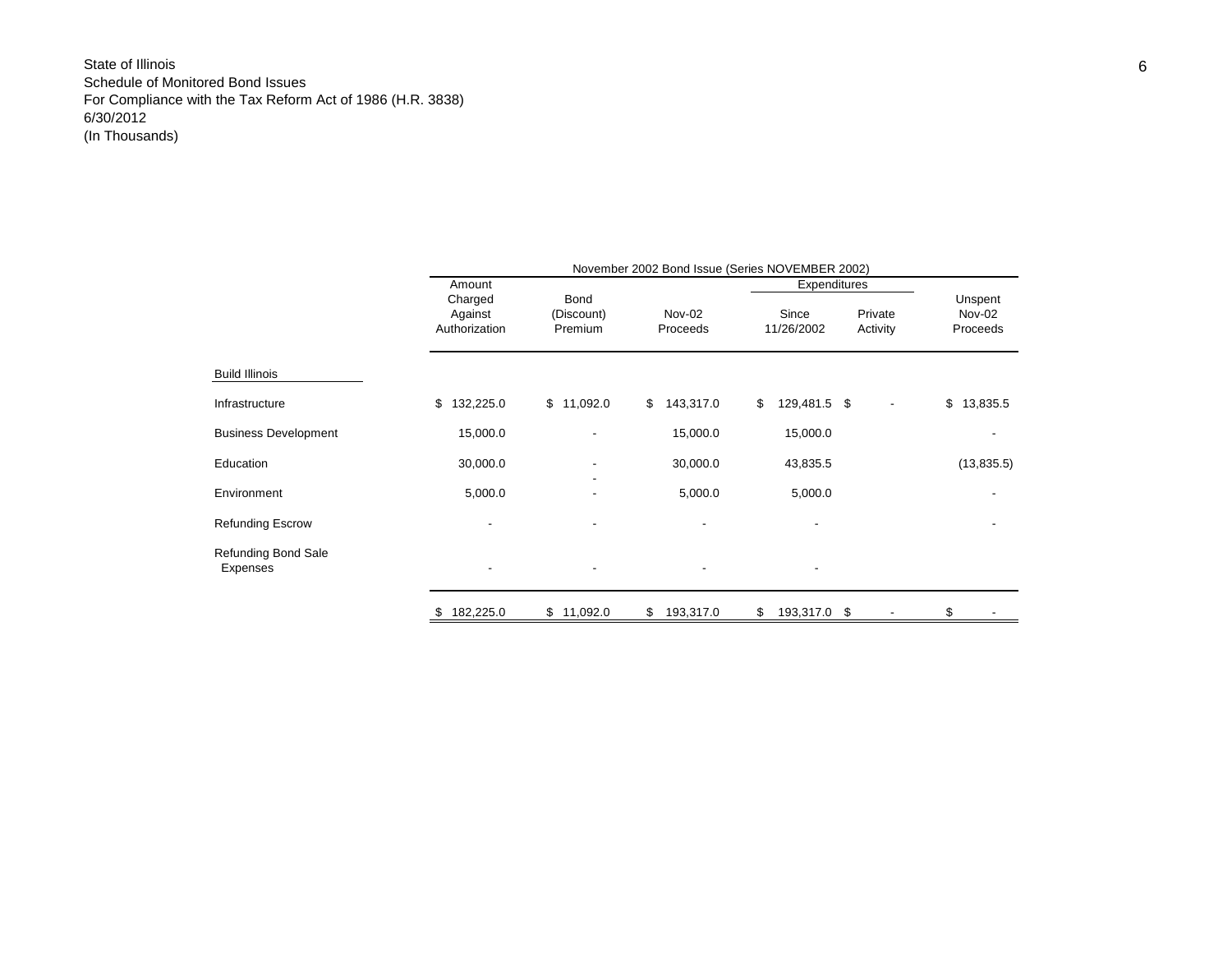State of Illinois
Schedule of Monitored Bond Issues
For Compliance with the Tax Reform Act of 1986 (H.R. 3838)
6/30/2012
(In Thousands)

| | November 2002 Bond Issue (Series NOVEMBER 2002) | | | | | |
|---|---|---|---|---|---|---|
| | | | | Expenditures | | |
| | Amount Charged Against Authorization | Bond (Discount) Premium | Nov-02 Proceeds | Since 11/26/2002 | Private Activity | Unspent Nov-02 Proceeds |
| **Build Illinois** | | | | | | |
| Infrastructure | $ 132,225.0 | $ 11,092.0 | $ 143,317.0 | $ 129,481.5 | $ - | $ 13,835.5 |
| Business Development | 15,000.0 | - | 15,000.0 | 15,000.0 | | - |
| Education | 30,000.0 | - | 30,000.0 | 43,835.5 | | (13,835.5) |
| Environment | 5,000.0 | - | 5,000.0 | 5,000.0 | | - |
| Refunding Escrow | - | - | - | - | | - |
| Refunding Bond Sale Expenses | - | - | - | - | | |
| | $ 182,225.0 | $ 11,092.0 | $ 193,317.0 | $ 193,317.0 | $ - | $ - |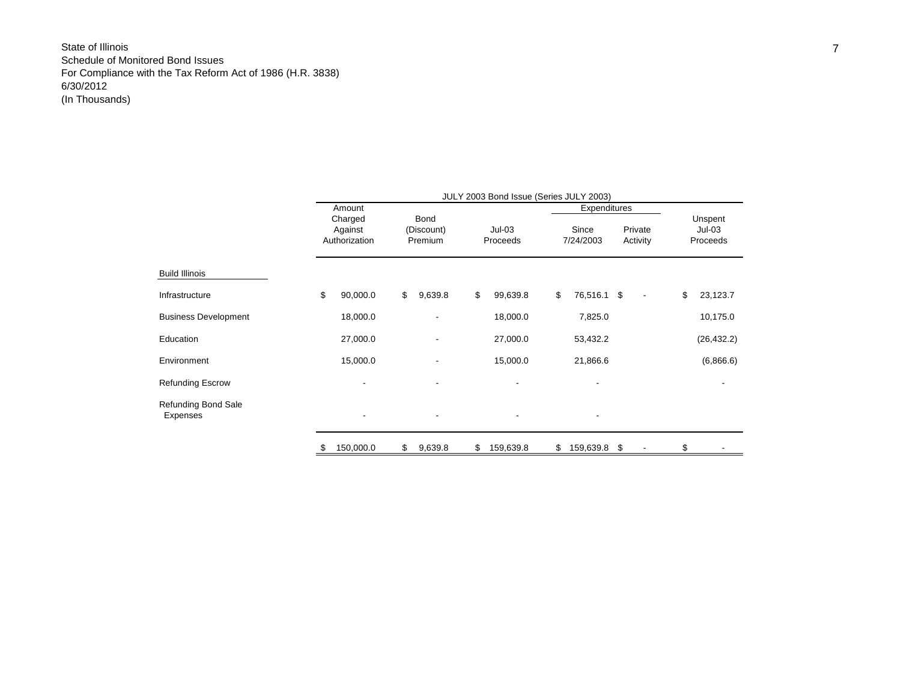State of Illinois
Schedule of Monitored Bond Issues
For Compliance with the Tax Reform Act of 1986 (H.R. 3838)
6/30/2012
(In Thousands)

| | JULY 2003 Bond Issue (Series JULY 2003) | | | | | |
|---|---|---|---|---|---|---|
| | | | | Expenditures | | |
| | Amount Charged Against Authorization | Bond (Discount) Premium | Jul-03 Proceeds | Since 7/24/2003 | Private Activity | Unspent Jul-03 Proceeds |
| **Build Illinois** | | | | | | |
| Infrastructure | $ 90,000.0 | $ 9,639.8 | $ 99,639.8 | $ 76,516.1 | $ - | $ 23,123.7 |
| Business Development | 18,000.0 | - | 18,000.0 | 7,825.0 | | 10,175.0 |
| Education | 27,000.0 | - | 27,000.0 | 53,432.2 | | (26,432.2) |
| Environment | 15,000.0 | - | 15,000.0 | 21,866.6 | | (6,866.6) |
| Refunding Escrow | - | - | - | - | | - |
| Refunding Bond Sale Expenses | - | - | - | - | | |
| | $ 150,000.0 | $ 9,639.8 | $ 159,639.8 | $ 159,639.8 | $ - | $ - |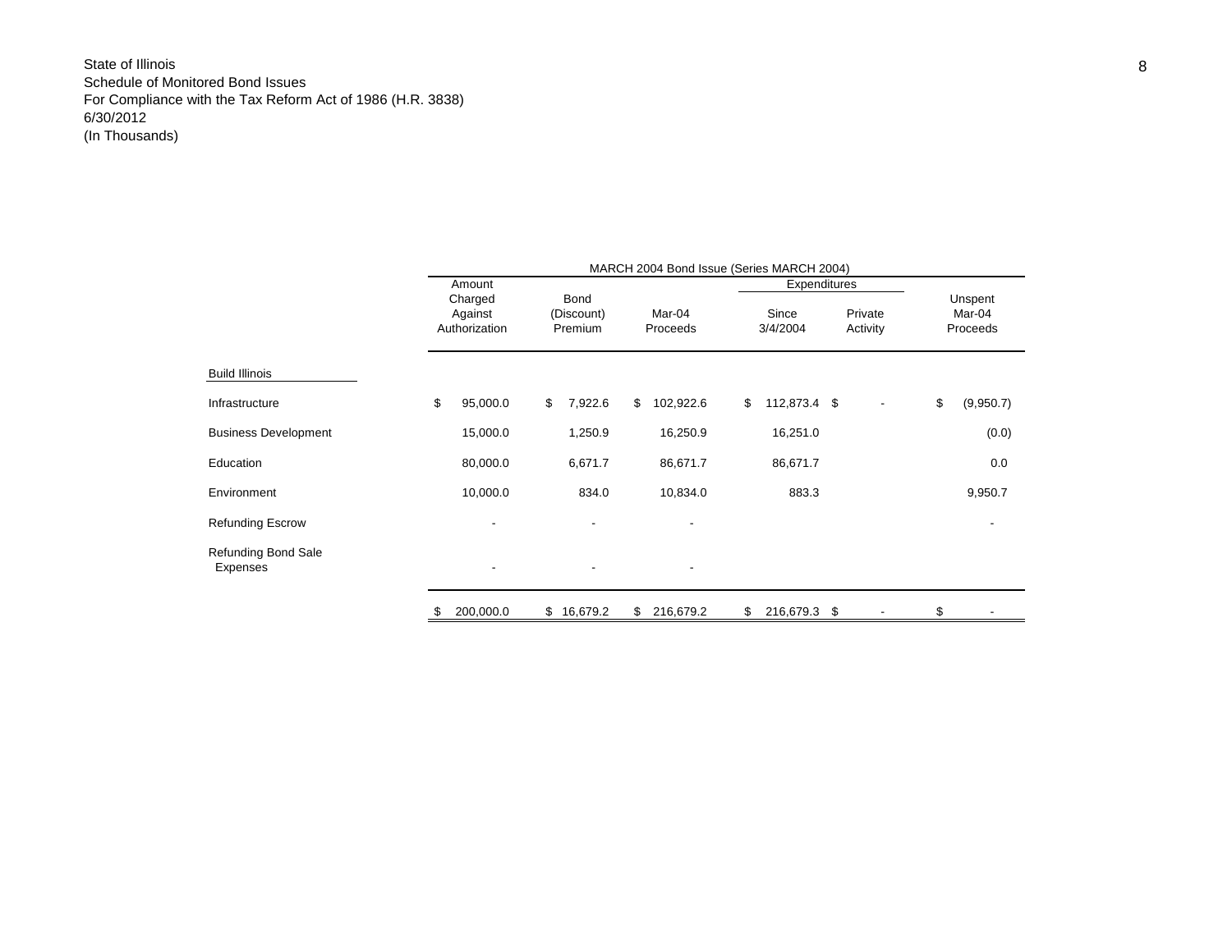State of Illinois
Schedule of Monitored Bond Issues
For Compliance with the Tax Reform Act of 1986 (H.R. 3838)
6/30/2012
(In Thousands)

| | MARCH 2004 Bond Issue (Series MARCH 2004) | | | | | |
|---|---|---|---|---|---|---|
| | | | | Expenditures | | |
| | Amount Charged Against Authorization | Bond (Discount) Premium | Mar-04 Proceeds | Since 3/4/2004 | Private Activity | Unspent Mar-04 Proceeds |
| **Build Illinois** | | | | | | |
| Infrastructure | $ 95,000.0 | $ 7,922.6 | $ 102,922.6 | $ 112,873.4 | $ - | $ (9,950.7) |
| Business Development | 15,000.0 | 1,250.9 | 16,250.9 | 16,251.0 | | (0.0) |
| Education | 80,000.0 | 6,671.7 | 86,671.7 | 86,671.7 | | 0.0 |
| Environment | 10,000.0 | 834.0 | 10,834.0 | 883.3 | | 9,950.7 |
| Refunding Escrow | - | - | - | | | - |
| Refunding Bond Sale Expenses | - | - | - | | | |
| | $ 200,000.0 | $ 16,679.2 | $ 216,679.2 | $ 216,679.3 | $ - | $ - |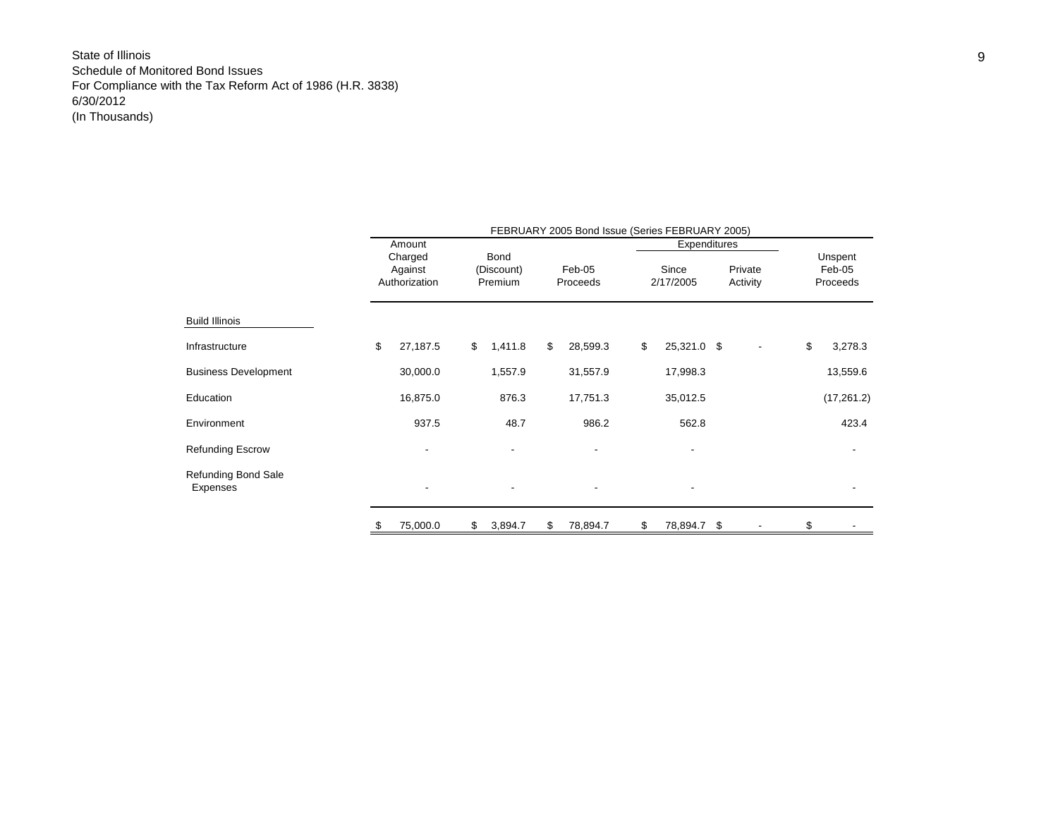State of Illinois
Schedule of Monitored Bond Issues
For Compliance with the Tax Reform Act of 1986 (H.R. 3838)
6/30/2012
(In Thousands)

| | FEBRUARY 2005 Bond Issue (Series FEBRUARY 2005) | | | | | |
|---|---|---|---|---|---|---|
| | | | | Expenditures | | |
| | Amount Charged Against Authorization | Bond (Discount) Premium | Feb-05 Proceeds | Since 2/17/2005 | Private Activity | Unspent Feb-05 Proceeds |
| Build Illinois | | | | | | |
| Infrastructure | $ 27,187.5 | $ 1,411.8 | $ 28,599.3 | $ 25,321.0 | $ - | $ 3,278.3 |
| Business Development | 30,000.0 | 1,557.9 | 31,557.9 | 17,998.3 | | 13,559.6 |
| Education | 16,875.0 | 876.3 | 17,751.3 | 35,012.5 | | (17,261.2) |
| Environment | 937.5 | 48.7 | 986.2 | 562.8 | | 423.4 |
| Refunding Escrow | - | - | - | - | | - |
| Refunding Bond Sale Expenses | - | - | - | - | | - |
| | $ 75,000.0 | $ 3,894.7 | $ 78,894.7 | $ 78,894.7 | $ - | $ - |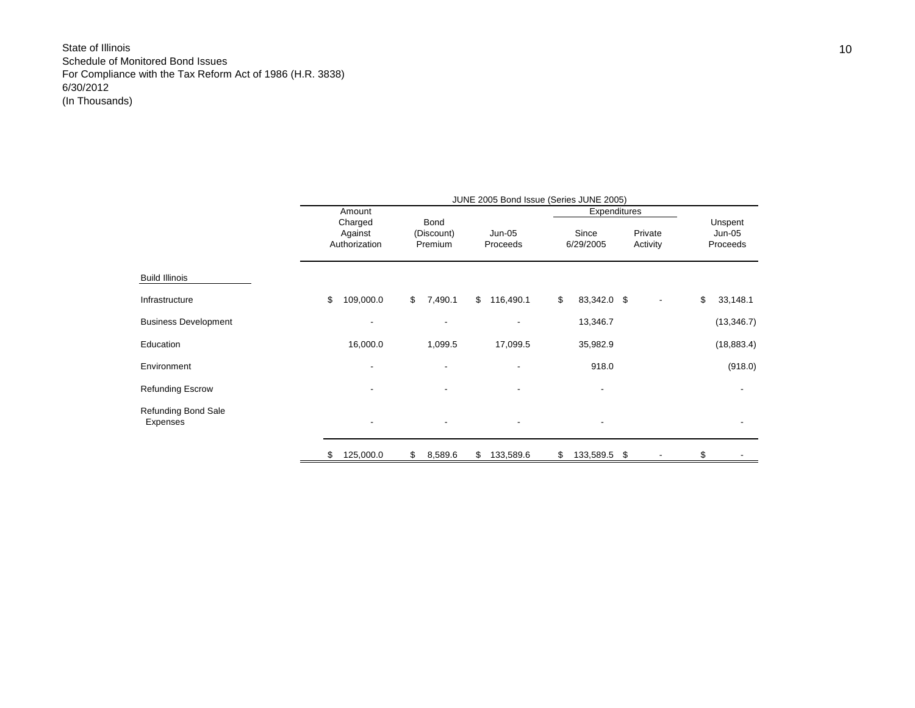State of Illinois
Schedule of Monitored Bond Issues
For Compliance with the Tax Reform Act of 1986 (H.R. 3838)
6/30/2012
(In Thousands)

| | JUNE 2005 Bond Issue (Series JUNE 2005) | | | | | |
|---|---|---|---|---|---|---|
| | | | | Expenditures | | |
| | Amount Charged Against Authorization | Bond (Discount) Premium | Jun-05 Proceeds | Since 6/29/2005 | Private Activity | Unspent Jun-05 Proceeds |
| Build Illinois | | | | | | |
| Infrastructure | $ 109,000.0 | $ 7,490.1 | $ 116,490.1 | $ 83,342.0 | $ - | $ 33,148.1 |
| Business Development | - | - | - | 13,346.7 | | (13,346.7) |
| Education | 16,000.0 | 1,099.5 | 17,099.5 | 35,982.9 | | (18,883.4) |
| Environment | - | - | - | 918.0 | | (918.0) |
| Refunding Escrow | - | - | - | - | | - |
| Refunding Bond Sale Expenses | - | - | - | - | | - |
| | $ 125,000.0 | $ 8,589.6 | $ 133,589.6 | $ 133,589.5 | $ - | $ - |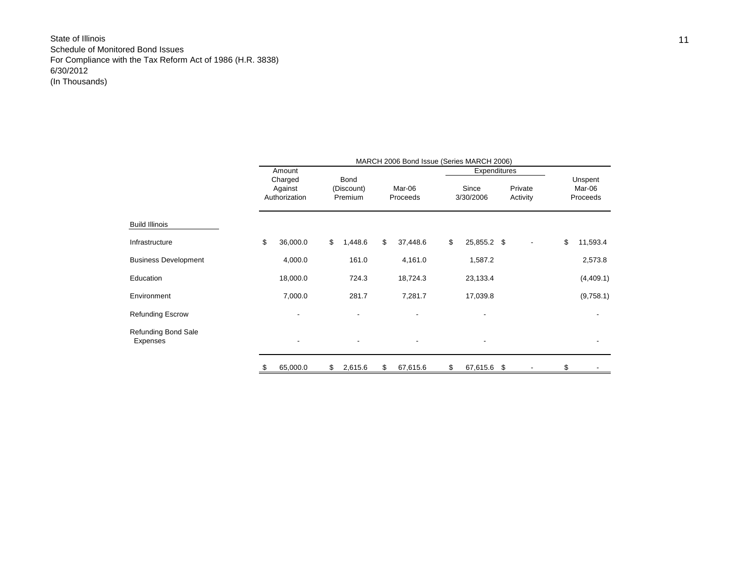State of Illinois
Schedule of Monitored Bond Issues
For Compliance with the Tax Reform Act of 1986 (H.R. 3838)
6/30/2012
(In Thousands)

| | MARCH 2006 Bond Issue (Series MARCH 2006) | | | | | |
|---|---|---|---|---|---|---|
| | | | | Expenditures | | |
| | Amount Charged Against Authorization | Bond (Discount) Premium | Mar-06 Proceeds | Since 3/30/2006 | Private Activity | Unspent Mar-06 Proceeds |
| **Build Illinois** | | | | | | |
| Infrastructure | $ 36,000.0 | $ 1,448.6 | $ 37,448.6 | $ 25,855.2 | $ - | $ 11,593.4 |
| Business Development | 4,000.0 | 161.0 | 4,161.0 | 1,587.2 | | 2,573.8 |
| Education | 18,000.0 | 724.3 | 18,724.3 | 23,133.4 | | (4,409.1) |
| Environment | 7,000.0 | 281.7 | 7,281.7 | 17,039.8 | | (9,758.1) |
| Refunding Escrow | - | - | - | - | | - |
| Refunding Bond Sale Expenses | - | - | - | - | | - |
| | $ 65,000.0 | $ 2,615.6 | $ 67,615.6 | $ 67,615.6 | $ - | $ - |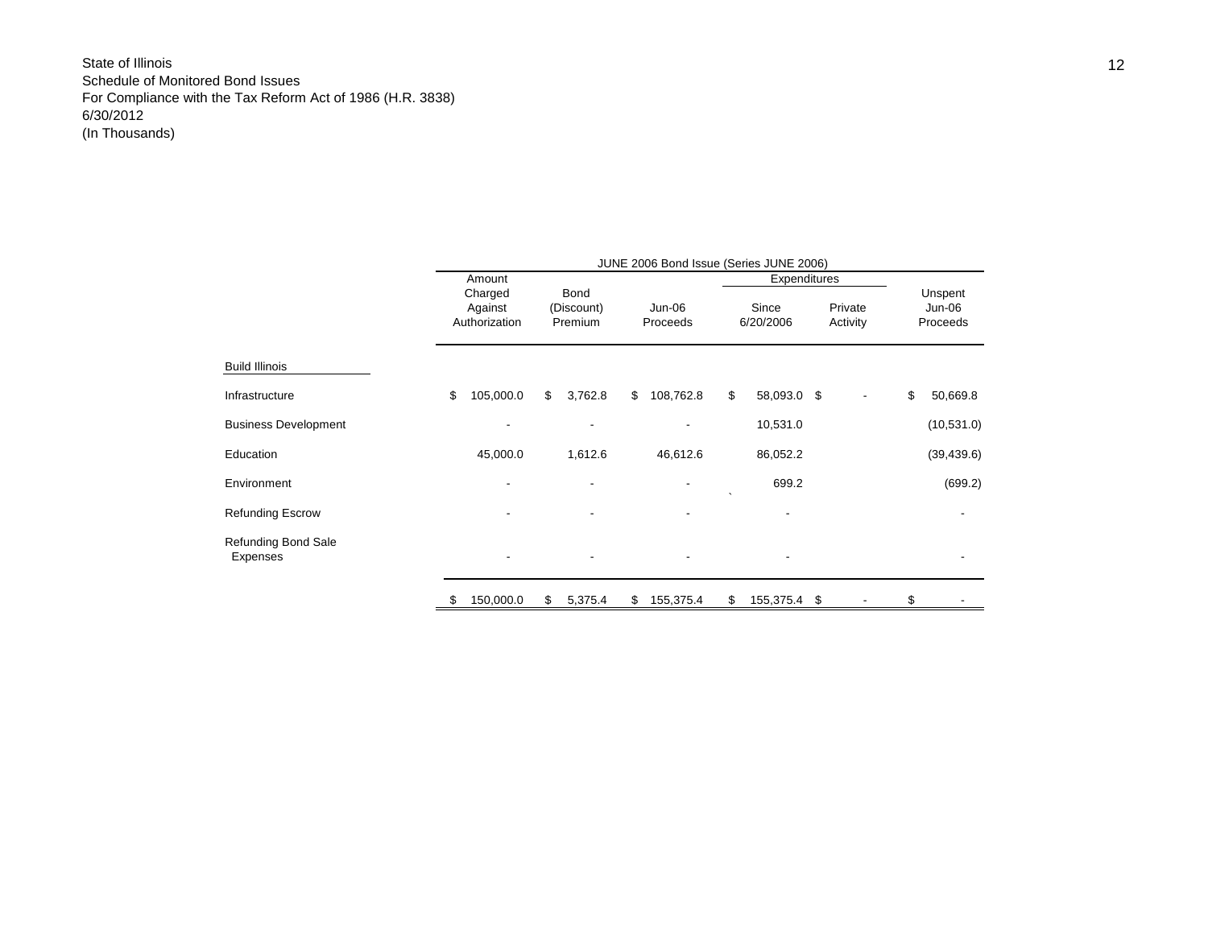State of Illinois
Schedule of Monitored Bond Issues
For Compliance with the Tax Reform Act of 1986 (H.R. 3838)
6/30/2012
(In Thousands)

| | JUNE 2006 Bond Issue (Series JUNE 2006) | | | | | |
|---|---|---|---|---|---|---|
| | | | | Expenditures | | |
| | Amount Charged Against Authorization | Bond (Discount) Premium | Jun-06 Proceeds | Since 6/20/2006 | Private Activity | Unspent Jun-06 Proceeds |
| **Build Illinois** | | | | | | |
| Infrastructure | $ 105,000.0 | $ 3,762.8 | $ 108,762.8 | $ 58,093.0 | $ - | $ 50,669.8 |
| Business Development | - | - | - | 10,531.0 | | (10,531.0) |
| Education | 45,000.0 | 1,612.6 | 46,612.6 | 86,052.2 | | (39,439.6) |
| Environment | - | - | - | 699.2 | | (699.2) |
| Refunding Escrow | - | - | - | - | | - |
| Refunding Bond Sale Expenses | - | - | - | - | | - |
| | $ 150,000.0 | $ 5,375.4 | $ 155,375.4 | $ 155,375.4 | $ - | $ - |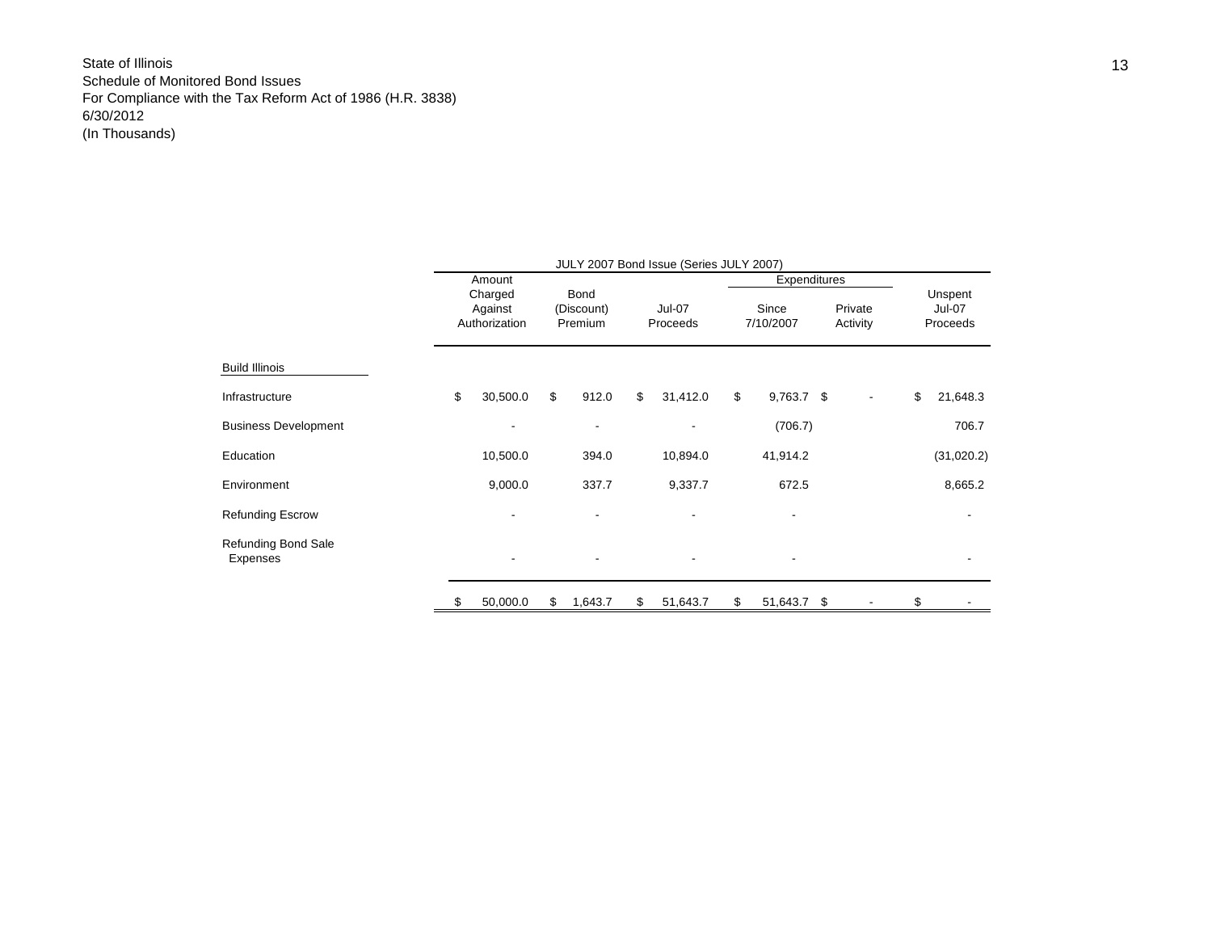State of Illinois
Schedule of Monitored Bond Issues
For Compliance with the Tax Reform Act of 1986 (H.R. 3838)
6/30/2012
(In Thousands)

| | JULY 2007 Bond Issue (Series JULY 2007) | | | | | |
|---|---|---|---|---|---|---|
| | | | | Expenditures | | |
| | Amount Charged Against Authorization | Bond (Discount) Premium | Jul-07 Proceeds | Since 7/10/2007 | Private Activity | Unspent Jul-07 Proceeds |
| **Build Illinois** | | | | | | |
| Infrastructure | $ 30,500.0 | $ 912.0 | $ 31,412.0 | $ 9,763.7 | $ - | $ 21,648.3 |
| Business Development | - | - | - | (706.7) | | 706.7 |
| Education | 10,500.0 | 394.0 | 10,894.0 | 41,914.2 | | (31,020.2) |
| Environment | 9,000.0 | 337.7 | 9,337.7 | 672.5 | | 8,665.2 |
| Refunding Escrow | - | - | - | - | | - |
| Refunding Bond Sale Expenses | - | - | - | - | | - |
| | $ 50,000.0 | $ 1,643.7 | $ 51,643.7 | $ 51,643.7 | $ - | $ - |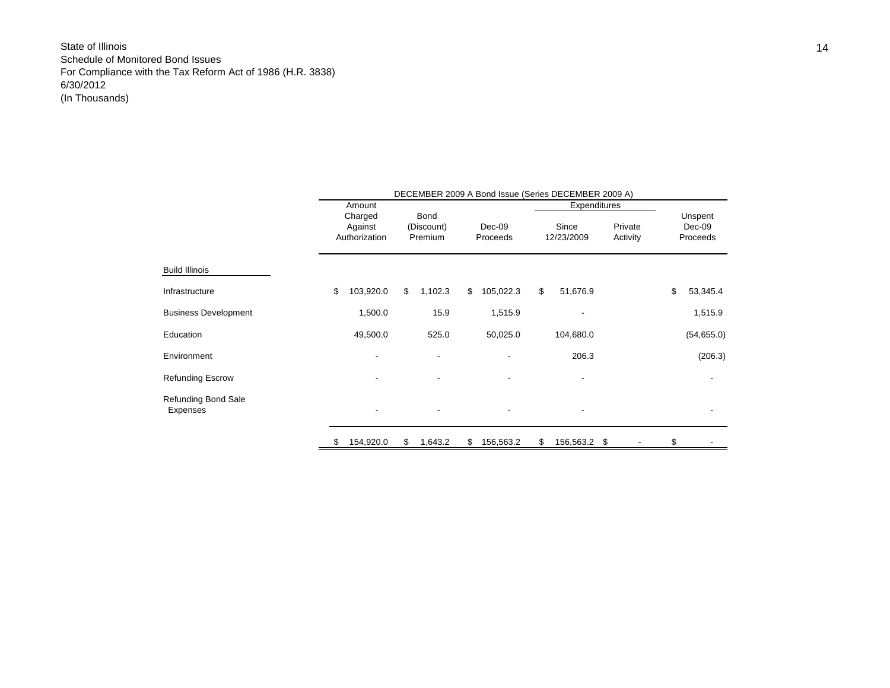State of Illinois
Schedule of Monitored Bond Issues
For Compliance with the Tax Reform Act of 1986 (H.R. 3838)
6/30/2012
(In Thousands)

| | DECEMBER 2009 A Bond Issue (Series DECEMBER 2009 A) | | | | | |
|---|---|---|---|---|---|---|
| | | | | Expenditures | | |
| | Amount Charged Against Authorization | Bond (Discount) Premium | Dec-09 Proceeds | Since 12/23/2009 | Private Activity | Unspent Dec-09 Proceeds |
| **Build Illinois** | | | | | | |
| Infrastructure | $ 103,920.0 | $ 1,102.3 | $ 105,022.3 | $ 51,676.9 | | $ 53,345.4 |
| Business Development | 1,500.0 | 15.9 | 1,515.9 | - | | 1,515.9 |
| Education | 49,500.0 | 525.0 | 50,025.0 | 104,680.0 | | (54,655.0) |
| Environment | - | - | - | 206.3 | | (206.3) |
| Refunding Escrow | - | - | - | - | | - |
| Refunding Bond Sale Expenses | - | - | - | - | | - |
| | $ 154,920.0 | $ 1,643.2 | $ 156,563.2 | $ 156,563.2 | $ - | $ - |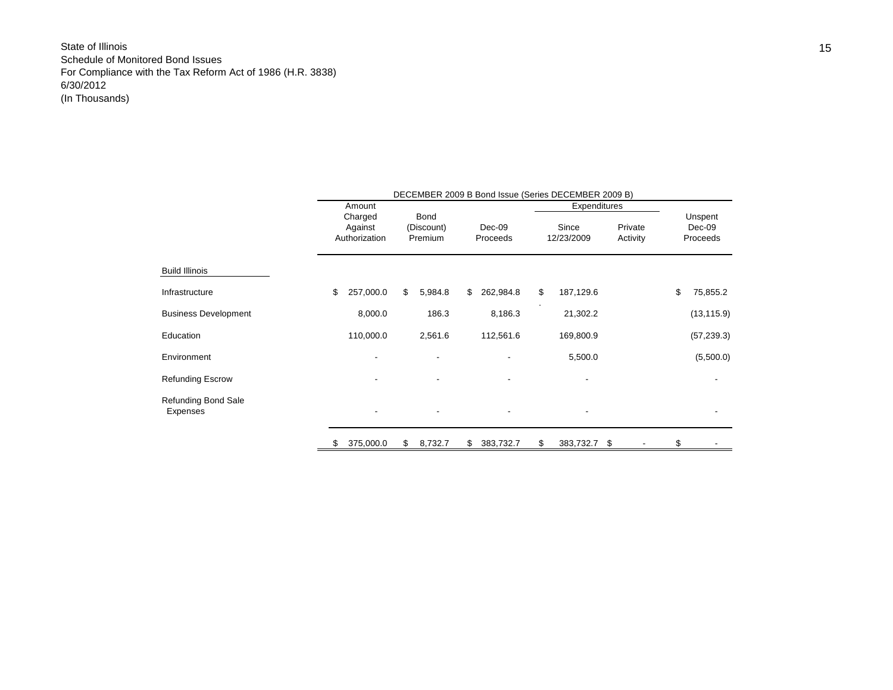State of Illinois
Schedule of Monitored Bond Issues
For Compliance with the Tax Reform Act of 1986 (H.R. 3838)
6/30/2012
(In Thousands)

| | DECEMBER 2009 B Bond Issue (Series DECEMBER 2009 B) | | | | | |
|---|---|---|---|---|---|---|
| | | | | Expenditures | | |
| | Amount Charged Against Authorization | Bond (Discount) Premium | Dec-09 Proceeds | Since 12/23/2009 | Private Activity | Unspent Dec-09 Proceeds |
| Build Illinois | | | | | | |
| Infrastructure | $ 257,000.0 | $ 5,984.8 | $ 262,984.8 | $ 187,129.6 | | $ 75,855.2 |
| Business Development | 8,000.0 | 186.3 | 8,186.3 | 21,302.2 | | (13,115.9) |
| Education | 110,000.0 | 2,561.6 | 112,561.6 | 169,800.9 | | (57,239.3) |
| Environment | - | - | - | 5,500.0 | | (5,500.0) |
| Refunding Escrow | - | - | - | - | | - |
| Refunding Bond Sale Expenses | - | - | - | - | | - |
| | $ 375,000.0 | $ 8,732.7 | $ 383,732.7 | $ 383,732.7 | $ - | $ - |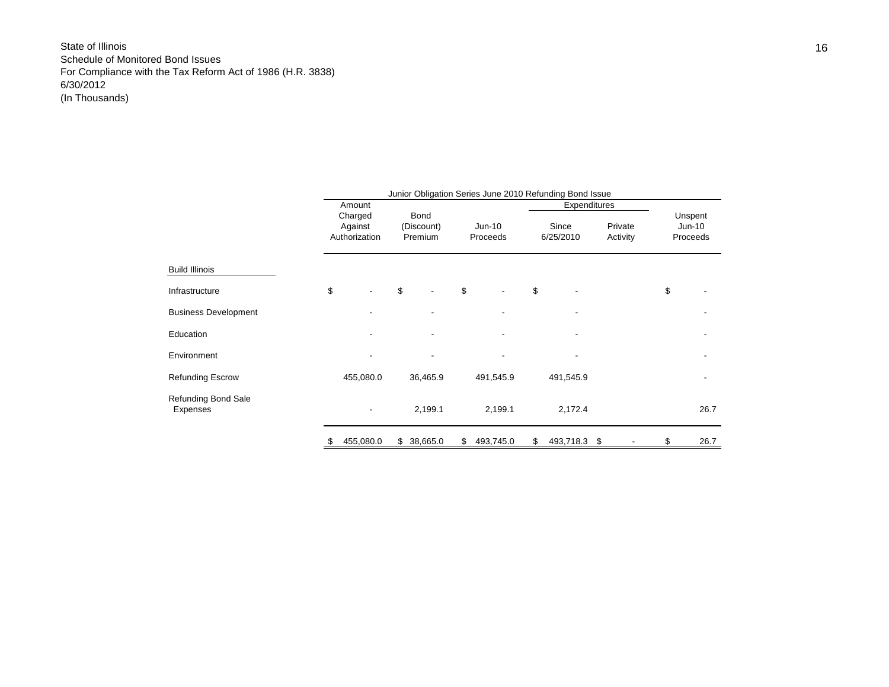State of Illinois
Schedule of Monitored Bond Issues
For Compliance with the Tax Reform Act of 1986 (H.R. 3838)
6/30/2012
(In Thousands)

| | Junior Obligation Series June 2010 Refunding Bond Issue | | | | | |
|---|---|---|---|---|---|---|
| | | | | Expenditures | | |
| | Amount Charged Against Authorization | Bond (Discount) Premium | Jun-10 Proceeds | Since 6/25/2010 | Private Activity | Unspent Jun-10 Proceeds |
| **Build Illinois** | | | | | | |
| Infrastructure | $ - | $ - | $ - | $ - | | $ - |
| Business Development | - | - | - | - | | - |
| Education | - | - | - | - | | - |
| Environment | - | - | - | - | | - |
| Refunding Escrow | 455,080.0 | 36,465.9 | 491,545.9 | 491,545.9 | | - |
| Refunding Bond Sale Expenses | - | 2,199.1 | 2,199.1 | 2,172.4 | | 26.7 |
| | $ 455,080.0 | $ 38,665.0 | $ 493,745.0 | $ 493,718.3 | $ - | $ 26.7 |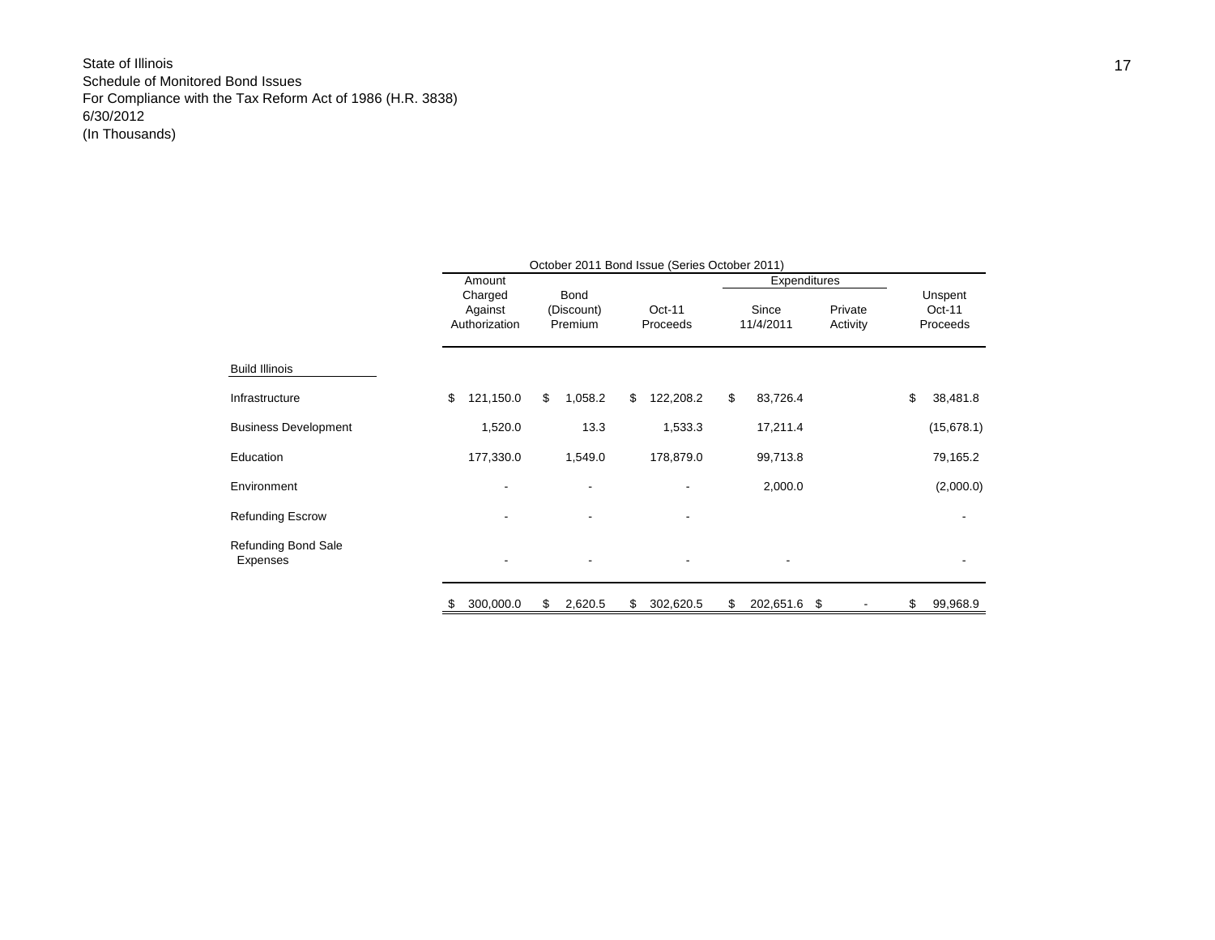State of Illinois
Schedule of Monitored Bond Issues
For Compliance with the Tax Reform Act of 1986 (H.R. 3838)
6/30/2012
(In Thousands)

| | October 2011 Bond Issue (Series October 2011) | | | | | |
|---|---|---|---|---|---|---|
| | | | | Expenditures | | |
| | Amount Charged Against Authorization | Bond (Discount) Premium | Oct-11 Proceeds | Since 11/4/2011 | Private Activity | Unspent Oct-11 Proceeds |
| **Build Illinois** | | | | | | |
| Infrastructure | $ 121,150.0 | $ 1,058.2 | $ 122,208.2 | $ 83,726.4 | | $ 38,481.8 |
| Business Development | 1,520.0 | 13.3 | 1,533.3 | 17,211.4 | | (15,678.1) |
| Education | 177,330.0 | 1,549.0 | 178,879.0 | 99,713.8 | | 79,165.2 |
| Environment | - | - | - | 2,000.0 | | (2,000.0) |
| Refunding Escrow | - | - | - | | | - |
| Refunding Bond Sale Expenses | - | - | - | - | | - |
| | $ 300,000.0 | $ 2,620.5 | $ 302,620.5 | $ 202,651.6 | $ - | $ 99,968.9 |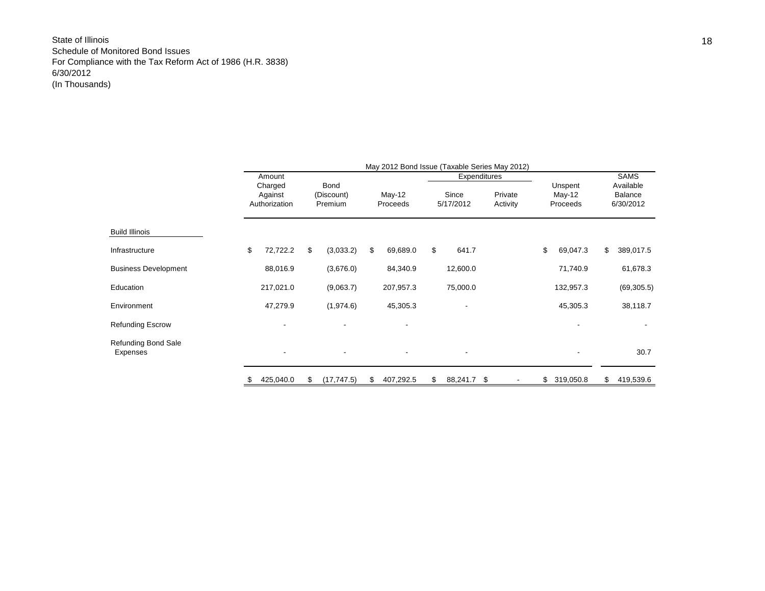State of Illinois
Schedule of Monitored Bond Issues
For Compliance with the Tax Reform Act of 1986 (H.R. 3838)
6/30/2012
(In Thousands)

| | May 2012 Bond Issue (Taxable Series May 2012) | | | | | | |
|---|---|---|---|---|---|---|---|
| | | | | Expenditures | | | |
| | Amount Charged Against Authorization | Bond (Discount) Premium | May-12 Proceeds | Since 5/17/2012 | Private Activity | Unspent May-12 Proceeds | SAMS Available Balance 6/30/2012 |
| **Build Illinois** | | | | | | | |
| Infrastructure | $ 72,722.2 | $ (3,033.2) | $ 69,689.0 | $ 641.7 | | $ 69,047.3 | $ 389,017.5 |
| Business Development | 88,016.9 | (3,676.0) | 84,340.9 | 12,600.0 | | 71,740.9 | 61,678.3 |
| Education | 217,021.0 | (9,063.7) | 207,957.3 | 75,000.0 | | 132,957.3 | (69,305.5) |
| Environment | 47,279.9 | (1,974.6) | 45,305.3 | - | | 45,305.3 | 38,118.7 |
| Refunding Escrow | - | - | - | | | - | - |
| Refunding Bond Sale Expenses | - | - | - | - | | - | 30.7 |
| | $ 425,040.0 | $ (17,747.5) | $ 407,292.5 | $ 88,241.7 | $ - | $ 319,050.8 | $ 419,539.6 |